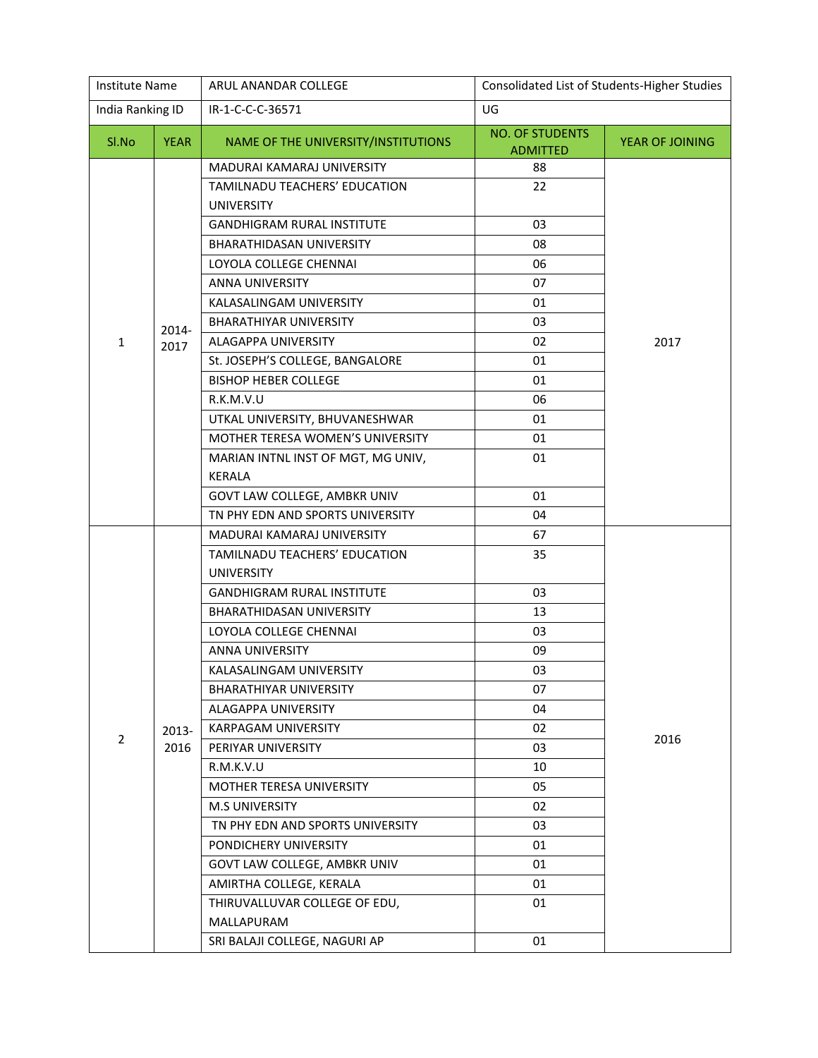| Institute Name | ARUL ANANDAR COLLEGE | Consolidated List of Students-Higher Studies | |
|---|---|---|---|
| India Ranking ID | IR-1-C-C-C-36571 | UG | |

| Sl.No | YEAR | NAME OF THE UNIVERSITY/INSTITUTIONS | NO. OF STUDENTS ADMITTED | YEAR OF JOINING |
|---|---|---|---|---|
| 1 | 2014-2017 | MADURAI KAMARAJ UNIVERSITY | 88 | 2017 |
| | | TAMILNADU TEACHERS' EDUCATION UNIVERSITY | 22 | |
| | | GANDHIGRAM RURAL INSTITUTE | 03 | |
| | | BHARATHIDASAN UNIVERSITY | 08 | |
| | | LOYOLA COLLEGE CHENNAI | 06 | |
| | | ANNA UNIVERSITY | 07 | |
| | | KALASALINGAM UNIVERSITY | 01 | |
| | | BHARATHIYAR UNIVERSITY | 03 | |
| | | ALAGAPPA UNIVERSITY | 02 | |
| | | St. JOSEPH'S COLLEGE, BANGALORE | 01 | |
| | | BISHOP HEBER COLLEGE | 01 | |
| | | R.K.M.V.U | 06 | |
| | | UTKAL UNIVERSITY, BHUVANESHWAR | 01 | |
| | | MOTHER TERESA WOMEN'S UNIVERSITY | 01 | |
| | | MARIAN INTNL INST OF MGT, MG UNIV, KERALA | 01 | |
| | | GOVT LAW COLLEGE, AMBKR UNIV | 01 | |
| | | TN PHY EDN AND SPORTS UNIVERSITY | 04 | |
| 2 | 2013-2016 | MADURAI KAMARAJ UNIVERSITY | 67 | 2016 |
| | | TAMILNADU TEACHERS' EDUCATION UNIVERSITY | 35 | |
| | | GANDHIGRAM RURAL INSTITUTE | 03 | |
| | | BHARATHIDASAN UNIVERSITY | 13 | |
| | | LOYOLA COLLEGE CHENNAI | 03 | |
| | | ANNA UNIVERSITY | 09 | |
| | | KALASALINGAM UNIVERSITY | 03 | |
| | | BHARATHIYAR UNIVERSITY | 07 | |
| | | ALAGAPPA UNIVERSITY | 04 | |
| | | KARPAGAM UNIVERSITY | 02 | |
| | | PERIYAR UNIVERSITY | 03 | |
| | | R.M.K.V.U | 10 | |
| | | MOTHER TERESA UNIVERSITY | 05 | |
| | | M.S UNIVERSITY | 02 | |
| | | TN PHY EDN AND SPORTS UNIVERSITY | 03 | |
| | | PONDICHERY UNIVERSITY | 01 | |
| | | GOVT LAW COLLEGE, AMBKR UNIV | 01 | |
| | | AMIRTHA COLLEGE, KERALA | 01 | |
| | | THIRUVALLUVAR COLLEGE OF EDU, MALLAPURAM | 01 | |
| | | SRI BALAJI COLLEGE, NAGURI AP | 01 | |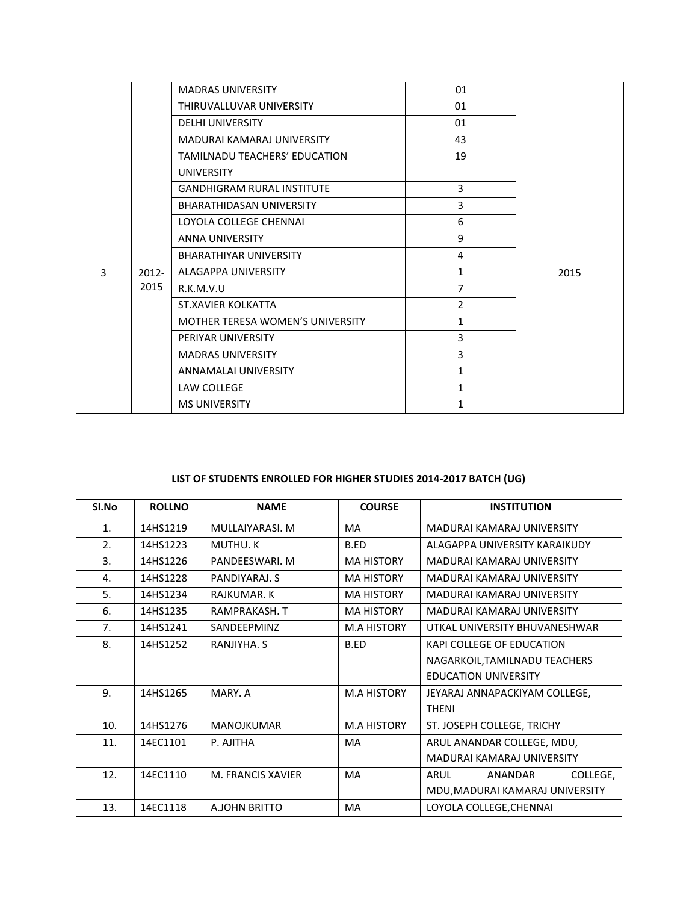|  |  | MADRAS UNIVERSITY | 01 |  |
|---|---|---|---|---|
|  |  | THIRUVALLUVAR UNIVERSITY | 01 |  |
|  |  | DELHI UNIVERSITY | 01 |  |
| 3 | 2012-2015 | MADURAI KAMARAJ UNIVERSITY | 43 | 2015 |
|  |  | TAMILNADU TEACHERS' EDUCATION UNIVERSITY | 19 |  |
|  |  | GANDHIGRAM RURAL INSTITUTE | 3 |  |
|  |  | BHARATHIDASAN UNIVERSITY | 3 |  |
|  |  | LOYOLA COLLEGE CHENNAI | 6 |  |
|  |  | ANNA UNIVERSITY | 9 |  |
|  |  | BHARATHIYAR UNIVERSITY | 4 |  |
|  |  | ALAGAPPA UNIVERSITY | 1 |  |
|  |  | R.K.M.V.U | 7 |  |
|  |  | ST.XAVIER KOLKATTA | 2 |  |
|  |  | MOTHER TERESA WOMEN'S UNIVERSITY | 1 |  |
|  |  | PERIYAR UNIVERSITY | 3 |  |
|  |  | MADRAS UNIVERSITY | 3 |  |
|  |  | ANNAMALAI UNIVERSITY | 1 |  |
|  |  | LAW COLLEGE | 1 |  |
|  |  | MS UNIVERSITY | 1 |  |

**LIST OF STUDENTS ENROLLED FOR HIGHER STUDIES 2014-2017 BATCH (UG)**

| Sl.No | ROLLNO | NAME | COURSE | INSTITUTION |
|---|---|---|---|---|
| 1. | 14HS1219 | MULLAIYARASI. M | MA | MADURAI KAMARAJ UNIVERSITY |
| 2. | 14HS1223 | MUTHU. K | B.ED | ALAGAPPA UNIVERSITY KARAIKUDY |
| 3. | 14HS1226 | PANDEESWARI. M | MA HISTORY | MADURAI KAMARAJ UNIVERSITY |
| 4. | 14HS1228 | PANDIYARAJ. S | MA HISTORY | MADURAI KAMARAJ UNIVERSITY |
| 5. | 14HS1234 | RAJKUMAR. K | MA HISTORY | MADURAI KAMARAJ UNIVERSITY |
| 6. | 14HS1235 | RAMPRAKASH. T | MA HISTORY | MADURAI KAMARAJ UNIVERSITY |
| 7. | 14HS1241 | SANDEEPMINZ | M.A HISTORY | UTKAL UNIVERSITY BHUVANESHWAR |
| 8. | 14HS1252 | RANJIYHA. S | B.ED | KAPI COLLEGE OF EDUCATION NAGARKOIL,TAMILNADU TEACHERS EDUCATION UNIVERSITY |
| 9. | 14HS1265 | MARY. A | M.A HISTORY | JEYARAJ ANNAPACKIYAM COLLEGE, THENI |
| 10. | 14HS1276 | MANOJKUMAR | M.A HISTORY | ST. JOSEPH COLLEGE, TRICHY |
| 11. | 14EC1101 | P. AJITHA | MA | ARUL ANANDAR COLLEGE, MDU, MADURAI KAMARAJ UNIVERSITY |
| 12. | 14EC1110 | M. FRANCIS XAVIER | MA | ARUL ANANDAR COLLEGE, MDU,MADURAI KAMARAJ UNIVERSITY |
| 13. | 14EC1118 | A.JOHN BRITTO | MA | LOYOLA COLLEGE,CHENNAI |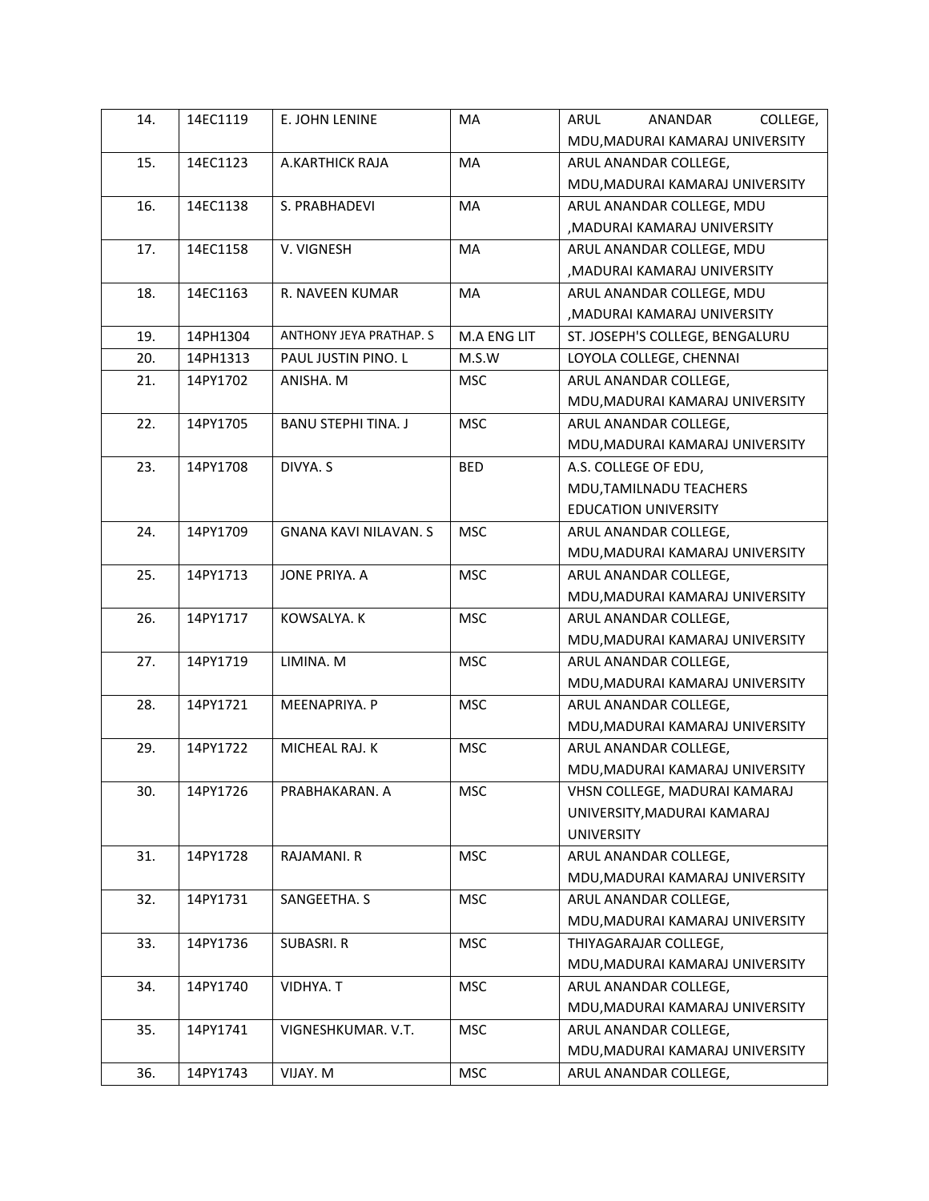| 14. | 14EC1119 | E. JOHN LENINE | MA | ARUL ANANDAR COLLEGE, MDU,MADURAI KAMARAJ UNIVERSITY |
|---|---|---|---|---|
| 15. | 14EC1123 | A.KARTHICK RAJA | MA | ARUL ANANDAR COLLEGE, MDU,MADURAI KAMARAJ UNIVERSITY |
| 16. | 14EC1138 | S. PRABHADEVI | MA | ARUL ANANDAR COLLEGE, MDU ,MADURAI KAMARAJ UNIVERSITY |
| 17. | 14EC1158 | V. VIGNESH | MA | ARUL ANANDAR COLLEGE, MDU ,MADURAI KAMARAJ UNIVERSITY |
| 18. | 14EC1163 | R. NAVEEN KUMAR | MA | ARUL ANANDAR COLLEGE, MDU ,MADURAI KAMARAJ UNIVERSITY |
| 19. | 14PH1304 | ANTHONY JEYA PRATHAP. S | M.A ENG LIT | ST. JOSEPH'S COLLEGE, BENGALURU |
| 20. | 14PH1313 | PAUL JUSTIN PINO. L | M.S.W | LOYOLA COLLEGE, CHENNAI |
| 21. | 14PY1702 | ANISHA. M | MSC | ARUL ANANDAR COLLEGE, MDU,MADURAI KAMARAJ UNIVERSITY |
| 22. | 14PY1705 | BANU STEPHI TINA. J | MSC | ARUL ANANDAR COLLEGE, MDU,MADURAI KAMARAJ UNIVERSITY |
| 23. | 14PY1708 | DIVYA. S | BED | A.S. COLLEGE OF EDU, MDU,TAMILNADU TEACHERS EDUCATION UNIVERSITY |
| 24. | 14PY1709 | GNANA KAVI NILAVAN. S | MSC | ARUL ANANDAR COLLEGE, MDU,MADURAI KAMARAJ UNIVERSITY |
| 25. | 14PY1713 | JONE PRIYA. A | MSC | ARUL ANANDAR COLLEGE, MDU,MADURAI KAMARAJ UNIVERSITY |
| 26. | 14PY1717 | KOWSALYA. K | MSC | ARUL ANANDAR COLLEGE, MDU,MADURAI KAMARAJ UNIVERSITY |
| 27. | 14PY1719 | LIMINA. M | MSC | ARUL ANANDAR COLLEGE, MDU,MADURAI KAMARAJ UNIVERSITY |
| 28. | 14PY1721 | MEENAPRIYA. P | MSC | ARUL ANANDAR COLLEGE, MDU,MADURAI KAMARAJ UNIVERSITY |
| 29. | 14PY1722 | MICHEAL RAJ. K | MSC | ARUL ANANDAR COLLEGE, MDU,MADURAI KAMARAJ UNIVERSITY |
| 30. | 14PY1726 | PRABHAKARAN. A | MSC | VHSN COLLEGE, MADURAI KAMARAJ UNIVERSITY,MADURAI KAMARAJ UNIVERSITY |
| 31. | 14PY1728 | RAJAMANI. R | MSC | ARUL ANANDAR COLLEGE, MDU,MADURAI KAMARAJ UNIVERSITY |
| 32. | 14PY1731 | SANGEETHA. S | MSC | ARUL ANANDAR COLLEGE, MDU,MADURAI KAMARAJ UNIVERSITY |
| 33. | 14PY1736 | SUBASRI. R | MSC | THIYAGARAJAR COLLEGE, MDU,MADURAI KAMARAJ UNIVERSITY |
| 34. | 14PY1740 | VIDHYA. T | MSC | ARUL ANANDAR COLLEGE, MDU,MADURAI KAMARAJ UNIVERSITY |
| 35. | 14PY1741 | VIGNESHKUMAR. V.T. | MSC | ARUL ANANDAR COLLEGE, MDU,MADURAI KAMARAJ UNIVERSITY |
| 36. | 14PY1743 | VIJAY. M | MSC | ARUL ANANDAR COLLEGE, |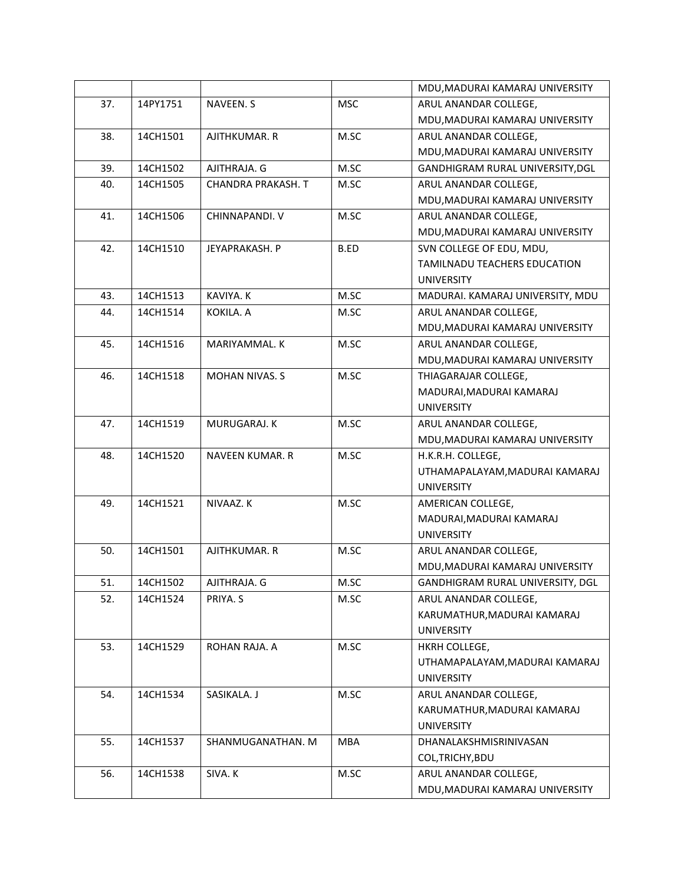|  |  |  |  | MDU,MADURAI KAMARAJ UNIVERSITY |
|---|---|---|---|---|
| 37. | 14PY1751 | NAVEEN. S | MSC | ARUL ANANDAR COLLEGE, MDU,MADURAI KAMARAJ UNIVERSITY |
| 38. | 14CH1501 | AJITHKUMAR. R | M.SC | ARUL ANANDAR COLLEGE, MDU,MADURAI KAMARAJ UNIVERSITY |
| 39. | 14CH1502 | AJITHRAJA. G | M.SC | GANDHIGRAM RURAL UNIVERSITY,DGL |
| 40. | 14CH1505 | CHANDRA PRAKASH. T | M.SC | ARUL ANANDAR COLLEGE, MDU,MADURAI KAMARAJ UNIVERSITY |
| 41. | 14CH1506 | CHINNAPANDI. V | M.SC | ARUL ANANDAR COLLEGE, MDU,MADURAI KAMARAJ UNIVERSITY |
| 42. | 14CH1510 | JEYAPRAKASH. P | B.ED | SVN COLLEGE OF EDU, MDU, TAMILNADU TEACHERS EDUCATION UNIVERSITY |
| 43. | 14CH1513 | KAVIYA. K | M.SC | MADURAI. KAMARAJ UNIVERSITY, MDU |
| 44. | 14CH1514 | KOKILA. A | M.SC | ARUL ANANDAR COLLEGE, MDU,MADURAI KAMARAJ UNIVERSITY |
| 45. | 14CH1516 | MARIYAMMAL. K | M.SC | ARUL ANANDAR COLLEGE, MDU,MADURAI KAMARAJ UNIVERSITY |
| 46. | 14CH1518 | MOHAN NIVAS. S | M.SC | THIAGARAJAR COLLEGE, MADURAI,MADURAI KAMARAJ UNIVERSITY |
| 47. | 14CH1519 | MURUGARAJ. K | M.SC | ARUL ANANDAR COLLEGE, MDU,MADURAI KAMARAJ UNIVERSITY |
| 48. | 14CH1520 | NAVEEN KUMAR. R | M.SC | H.K.R.H. COLLEGE, UTHAMAPALAYAM,MADURAI KAMARAJ UNIVERSITY |
| 49. | 14CH1521 | NIVAAZ. K | M.SC | AMERICAN COLLEGE, MADURAI,MADURAI KAMARAJ UNIVERSITY |
| 50. | 14CH1501 | AJITHKUMAR. R | M.SC | ARUL ANANDAR COLLEGE, MDU,MADURAI KAMARAJ UNIVERSITY |
| 51. | 14CH1502 | AJITHRAJA. G | M.SC | GANDHIGRAM RURAL UNIVERSITY, DGL |
| 52. | 14CH1524 | PRIYA. S | M.SC | ARUL ANANDAR COLLEGE, KARUMATHUR,MADURAI KAMARAJ UNIVERSITY |
| 53. | 14CH1529 | ROHAN RAJA. A | M.SC | HKRH COLLEGE, UTHAMAPALAYAM,MADURAI KAMARAJ UNIVERSITY |
| 54. | 14CH1534 | SASIKALA. J | M.SC | ARUL ANANDAR COLLEGE, KARUMATHUR,MADURAI KAMARAJ UNIVERSITY |
| 55. | 14CH1537 | SHANMUGANATHAN. M | MBA | DHANALAKSHMISRINIVASAN COL,TRICHY,BDU |
| 56. | 14CH1538 | SIVA. K | M.SC | ARUL ANANDAR COLLEGE, MDU,MADURAI KAMARAJ UNIVERSITY |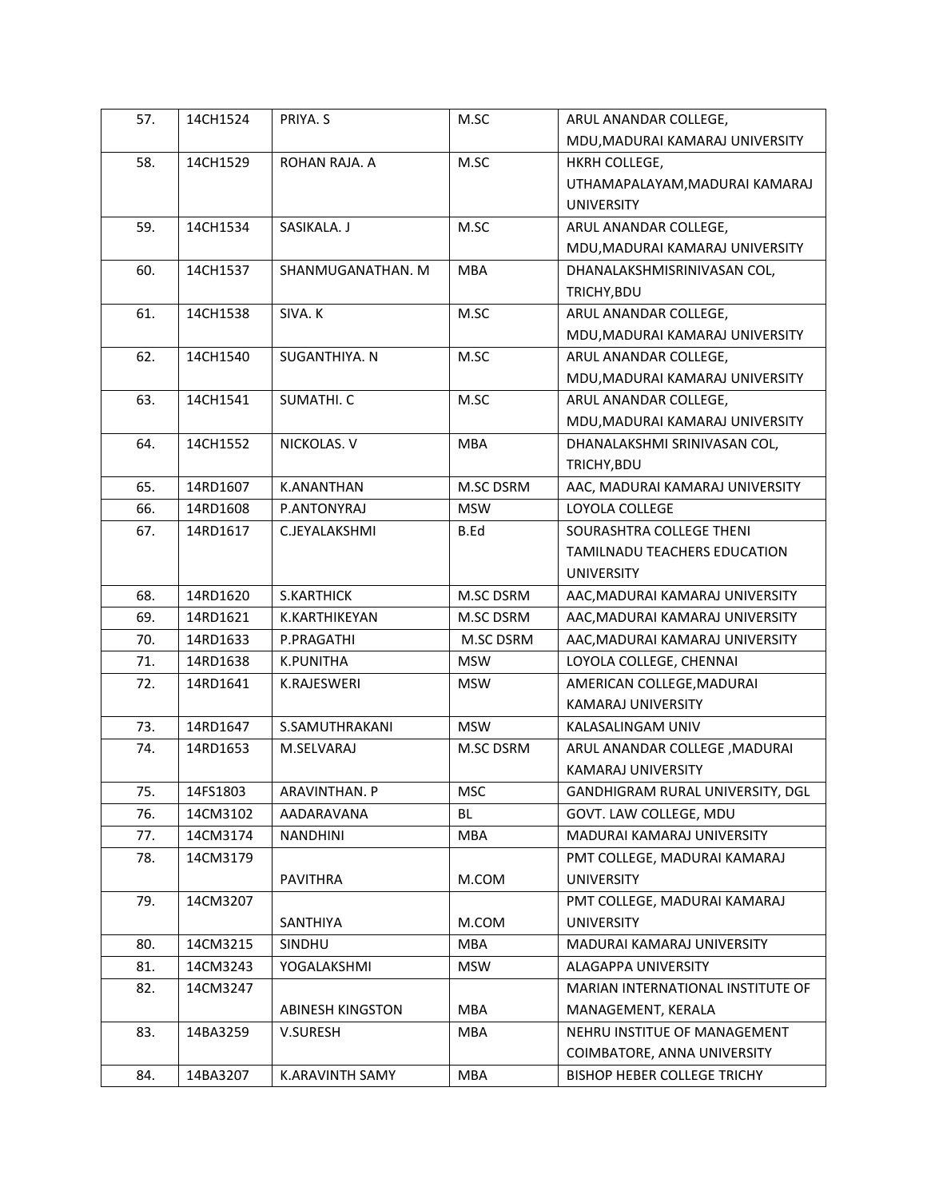| 57. | 14CH1524 | PRIYA. S | M.SC | ARUL ANANDAR COLLEGE, MDU,MADURAI KAMARAJ UNIVERSITY |
|---|---|---|---|---|
| 58. | 14CH1529 | ROHAN RAJA. A | M.SC | HKRH COLLEGE, UTHAMAPALAYAM,MADURAI KAMARAJ UNIVERSITY |
| 59. | 14CH1534 | SASIKALA. J | M.SC | ARUL ANANDAR COLLEGE, MDU,MADURAI KAMARAJ UNIVERSITY |
| 60. | 14CH1537 | SHANMUGANATHAN. M | MBA | DHANALAKSHMISRINIVASAN COL, TRICHY,BDU |
| 61. | 14CH1538 | SIVA. K | M.SC | ARUL ANANDAR COLLEGE, MDU,MADURAI KAMARAJ UNIVERSITY |
| 62. | 14CH1540 | SUGANTHIYA. N | M.SC | ARUL ANANDAR COLLEGE, MDU,MADURAI KAMARAJ UNIVERSITY |
| 63. | 14CH1541 | SUMATHI. C | M.SC | ARUL ANANDAR COLLEGE, MDU,MADURAI KAMARAJ UNIVERSITY |
| 64. | 14CH1552 | NICKOLAS. V | MBA | DHANALAKSHMI SRINIVASAN COL, TRICHY,BDU |
| 65. | 14RD1607 | K.ANANTHAN | M.SC DSRM | AAC, MADURAI KAMARAJ UNIVERSITY |
| 66. | 14RD1608 | P.ANTONYRAJ | MSW | LOYOLA COLLEGE |
| 67. | 14RD1617 | C.JEYALAKSHMI | B.Ed | SOURASHTRA COLLEGE THENI TAMILNADU TEACHERS EDUCATION UNIVERSITY |
| 68. | 14RD1620 | S.KARTHICK | M.SC DSRM | AAC,MADURAI KAMARAJ UNIVERSITY |
| 69. | 14RD1621 | K.KARTHIKEYAN | M.SC DSRM | AAC,MADURAI KAMARAJ UNIVERSITY |
| 70. | 14RD1633 | P.PRAGATHI | M.SC DSRM | AAC,MADURAI KAMARAJ UNIVERSITY |
| 71. | 14RD1638 | K.PUNITHA | MSW | LOYOLA COLLEGE, CHENNAI |
| 72. | 14RD1641 | K.RAJESWERI | MSW | AMERICAN COLLEGE,MADURAI KAMARAJ UNIVERSITY |
| 73. | 14RD1647 | S.SAMUTHRAKANI | MSW | KALASALINGAM UNIV |
| 74. | 14RD1653 | M.SELVARAJ | M.SC DSRM | ARUL ANANDAR COLLEGE ,MADURAI KAMARAJ UNIVERSITY |
| 75. | 14FS1803 | ARAVINTHAN. P | MSC | GANDHIGRAM RURAL UNIVERSITY, DGL |
| 76. | 14CM3102 | AADARAVANA | BL | GOVT. LAW COLLEGE, MDU |
| 77. | 14CM3174 | NANDHINI | MBA | MADURAI KAMARAJ UNIVERSITY |
| 78. | 14CM3179 | PAVITHRA | M.COM | PMT COLLEGE, MADURAI KAMARAJ UNIVERSITY |
| 79. | 14CM3207 | SANTHIYA | M.COM | PMT COLLEGE, MADURAI KAMARAJ UNIVERSITY |
| 80. | 14CM3215 | SINDHU | MBA | MADURAI KAMARAJ UNIVERSITY |
| 81. | 14CM3243 | YOGALAKSHMI | MSW | ALAGAPPA UNIVERSITY |
| 82. | 14CM3247 | ABINESH KINGSTON | MBA | MARIAN INTERNATIONAL INSTITUTE OF MANAGEMENT, KERALA |
| 83. | 14BA3259 | V.SURESH | MBA | NEHRU INSTIUTE OF MANAGEMENT COIMBATORE, ANNA UNIVERSITY |
| 84. | 14BA3207 | K.ARAVINTH SAMY | MBA | BISHOP HEBER COLLEGE TRICHY |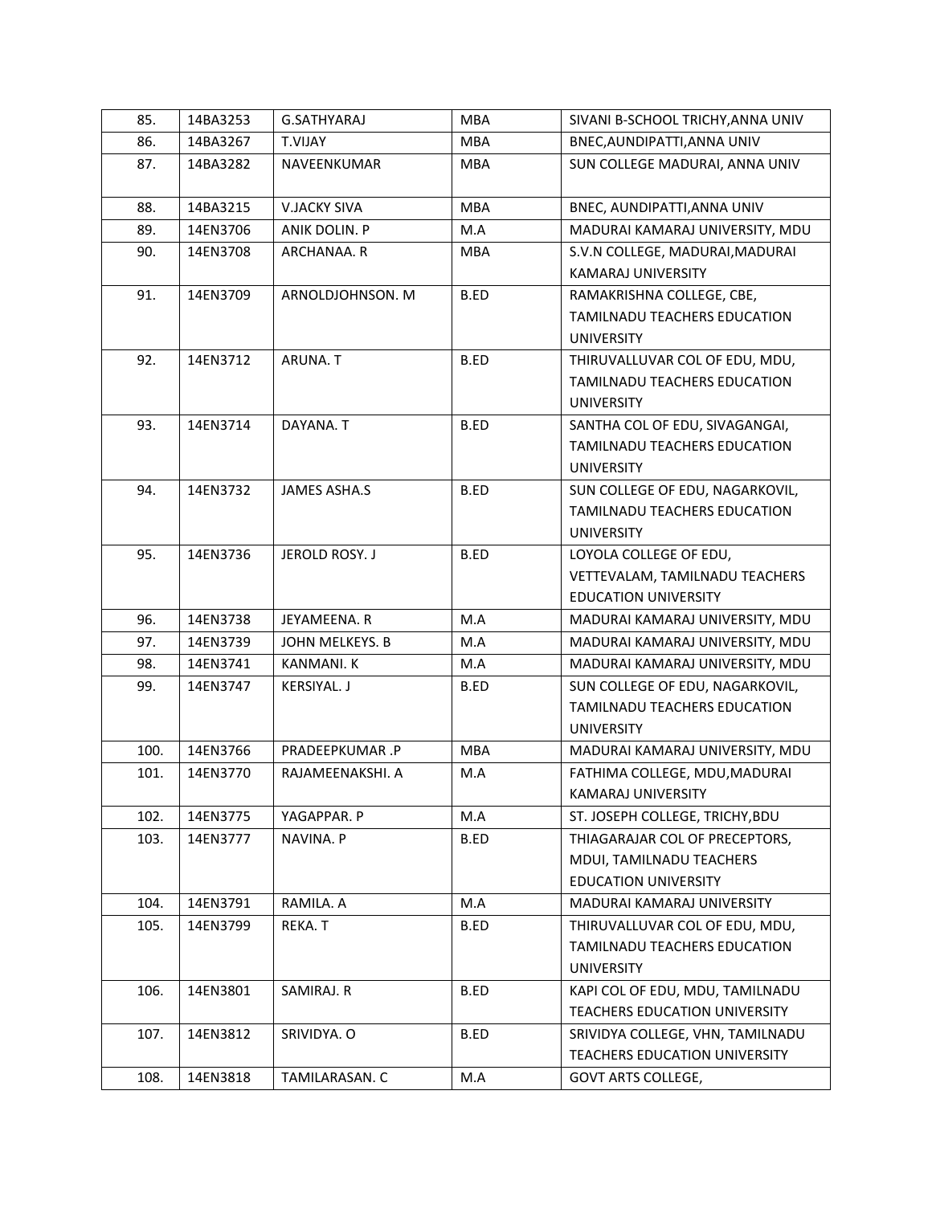| 85. | 14BA3253 | G.SATHYARAJ | MBA | SIVANI B-SCHOOL TRICHY,ANNA UNIV |
|---|---|---|---|---|
| 86. | 14BA3267 | T.VIJAY | MBA | BNEC,AUNDIPATTI,ANNA UNIV |
| 87. | 14BA3282 | NAVEENKUMAR | MBA | SUN COLLEGE MADURAI, ANNA UNIV |
| 88. | 14BA3215 | V.JACKY SIVA | MBA | BNEC, AUNDIPATTI,ANNA UNIV |
| 89. | 14EN3706 | ANIK DOLIN. P | M.A | MADURAI KAMARAJ UNIVERSITY, MDU |
| 90. | 14EN3708 | ARCHANAA. R | MBA | S.V.N COLLEGE, MADURAI,MADURAI KAMARAJ UNIVERSITY |
| 91. | 14EN3709 | ARNOLDJOHNSON. M | B.ED | RAMAKRISHNA COLLEGE, CBE, TAMILNADU TEACHERS EDUCATION UNIVERSITY |
| 92. | 14EN3712 | ARUNA. T | B.ED | THIRUVALLUVAR COL OF EDU, MDU, TAMILNADU TEACHERS EDUCATION UNIVERSITY |
| 93. | 14EN3714 | DAYANA. T | B.ED | SANTHA COL OF EDU, SIVAGANGAI, TAMILNADU TEACHERS EDUCATION UNIVERSITY |
| 94. | 14EN3732 | JAMES ASHA.S | B.ED | SUN COLLEGE OF EDU, NAGARKOVIL, TAMILNADU TEACHERS EDUCATION UNIVERSITY |
| 95. | 14EN3736 | JEROLD ROSY. J | B.ED | LOYOLA COLLEGE OF EDU, VETTEVALAM, TAMILNADU TEACHERS EDUCATION UNIVERSITY |
| 96. | 14EN3738 | JEYAMEENA. R | M.A | MADURAI KAMARAJ UNIVERSITY, MDU |
| 97. | 14EN3739 | JOHN MELKEYS. B | M.A | MADURAI KAMARAJ UNIVERSITY, MDU |
| 98. | 14EN3741 | KANMANI. K | M.A | MADURAI KAMARAJ UNIVERSITY, MDU |
| 99. | 14EN3747 | KERSIYAL. J | B.ED | SUN COLLEGE OF EDU, NAGARKOVIL, TAMILNADU TEACHERS EDUCATION UNIVERSITY |
| 100. | 14EN3766 | PRADEEPKUMAR .P | MBA | MADURAI KAMARAJ UNIVERSITY, MDU |
| 101. | 14EN3770 | RAJAMEENAKSHI. A | M.A | FATHIMA COLLEGE, MDU,MADURAI KAMARAJ UNIVERSITY |
| 102. | 14EN3775 | YAGAPPAR. P | M.A | ST. JOSEPH COLLEGE, TRICHY,BDU |
| 103. | 14EN3777 | NAVINA. P | B.ED | THIAGARAJAR COL OF PRECEPTORS, MDUI, TAMILNADU TEACHERS EDUCATION UNIVERSITY |
| 104. | 14EN3791 | RAMILA. A | M.A | MADURAI KAMARAJ UNIVERSITY |
| 105. | 14EN3799 | REKA. T | B.ED | THIRUVALLUVAR COL OF EDU, MDU, TAMILNADU TEACHERS EDUCATION UNIVERSITY |
| 106. | 14EN3801 | SAMIRAJ. R | B.ED | KAPI COL OF EDU, MDU, TAMILNADU TEACHERS EDUCATION UNIVERSITY |
| 107. | 14EN3812 | SRIVIDYA. O | B.ED | SRIVIDYA COLLEGE, VHN, TAMILNADU TEACHERS EDUCATION UNIVERSITY |
| 108. | 14EN3818 | TAMILARASAN. C | M.A | GOVT ARTS COLLEGE, |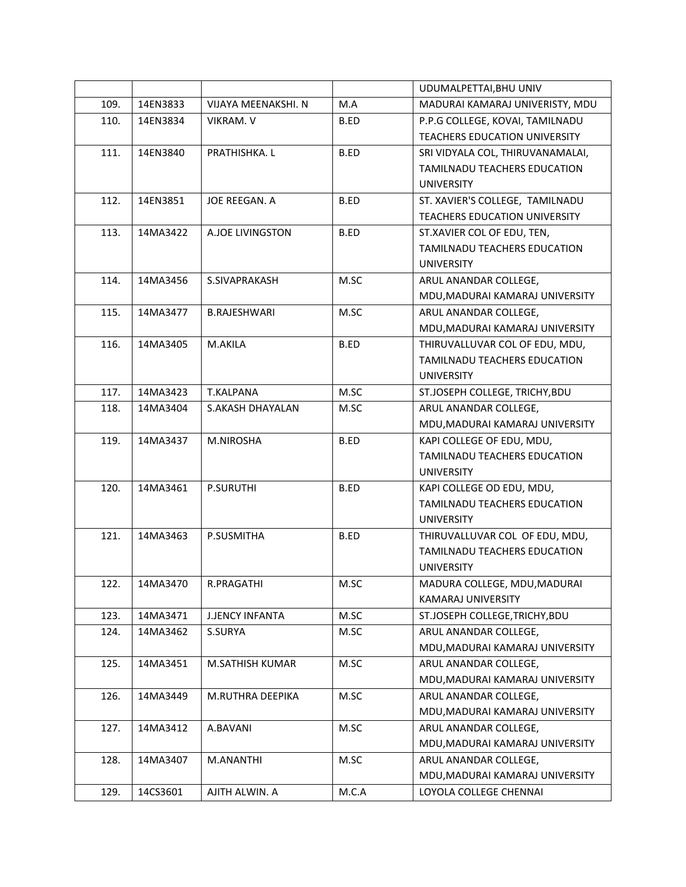| | | | | UDUMALPETTAI,BHU UNIV |
|---|---|---|---|---|
| 109. | 14EN3833 | VIJAYA MEENAKSHI. N | M.A | MADURAI KAMARAJ UNIVERISTY, MDU |
| 110. | 14EN3834 | VIKRAM. V | B.ED | P.P.G COLLEGE, KOVAI, TAMILNADU TEACHERS EDUCATION UNIVERSITY |
| 111. | 14EN3840 | PRATHISHKA. L | B.ED | SRI VIDYALA COL, THIRUVANAMALAI, TAMILNADU TEACHERS EDUCATION UNIVERSITY |
| 112. | 14EN3851 | JOE REEGAN. A | B.ED | ST. XAVIER'S COLLEGE, TAMILNADU TEACHERS EDUCATION UNIVERSITY |
| 113. | 14MA3422 | A.JOE LIVINGSTON | B.ED | ST.XAVIER COL OF EDU, TEN, TAMILNADU TEACHERS EDUCATION UNIVERSITY |
| 114. | 14MA3456 | S.SIVAPRAKASH | M.SC | ARUL ANANDAR COLLEGE, MDU,MADURAI KAMARAJ UNIVERSITY |
| 115. | 14MA3477 | B.RAJESHWARI | M.SC | ARUL ANANDAR COLLEGE, MDU,MADURAI KAMARAJ UNIVERSITY |
| 116. | 14MA3405 | M.AKILA | B.ED | THIRUVALLUVAR COL OF EDU, MDU, TAMILNADU TEACHERS EDUCATION UNIVERSITY |
| 117. | 14MA3423 | T.KALPANA | M.SC | ST.JOSEPH COLLEGE, TRICHY,BDU |
| 118. | 14MA3404 | S.AKASH DHAYALAN | M.SC | ARUL ANANDAR COLLEGE, MDU,MADURAI KAMARAJ UNIVERSITY |
| 119. | 14MA3437 | M.NIROSHA | B.ED | KAPI COLLEGE OF EDU, MDU, TAMILNADU TEACHERS EDUCATION UNIVERSITY |
| 120. | 14MA3461 | P.SURUTHI | B.ED | KAPI COLLEGE OD EDU, MDU, TAMILNADU TEACHERS EDUCATION UNIVERSITY |
| 121. | 14MA3463 | P.SUSMITHA | B.ED | THIRUVALLUVAR COL OF EDU, MDU, TAMILNADU TEACHERS EDUCATION UNIVERSITY |
| 122. | 14MA3470 | R.PRAGATHI | M.SC | MADURA COLLEGE, MDU,MADURAI KAMARAJ UNIVERSITY |
| 123. | 14MA3471 | J.JENCY INFANTA | M.SC | ST.JOSEPH COLLEGE,TRICHY,BDU |
| 124. | 14MA3462 | S.SURYA | M.SC | ARUL ANANDAR COLLEGE, MDU,MADURAI KAMARAJ UNIVERSITY |
| 125. | 14MA3451 | M.SATHISH KUMAR | M.SC | ARUL ANANDAR COLLEGE, MDU,MADURAI KAMARAJ UNIVERSITY |
| 126. | 14MA3449 | M.RUTHRA DEEPIKA | M.SC | ARUL ANANDAR COLLEGE, MDU,MADURAI KAMARAJ UNIVERSITY |
| 127. | 14MA3412 | A.BAVANI | M.SC | ARUL ANANDAR COLLEGE, MDU,MADURAI KAMARAJ UNIVERSITY |
| 128. | 14MA3407 | M.ANANTHI | M.SC | ARUL ANANDAR COLLEGE, MDU,MADURAI KAMARAJ UNIVERSITY |
| 129. | 14CS3601 | AJITH ALWIN. A | M.C.A | LOYOLA COLLEGE CHENNAI |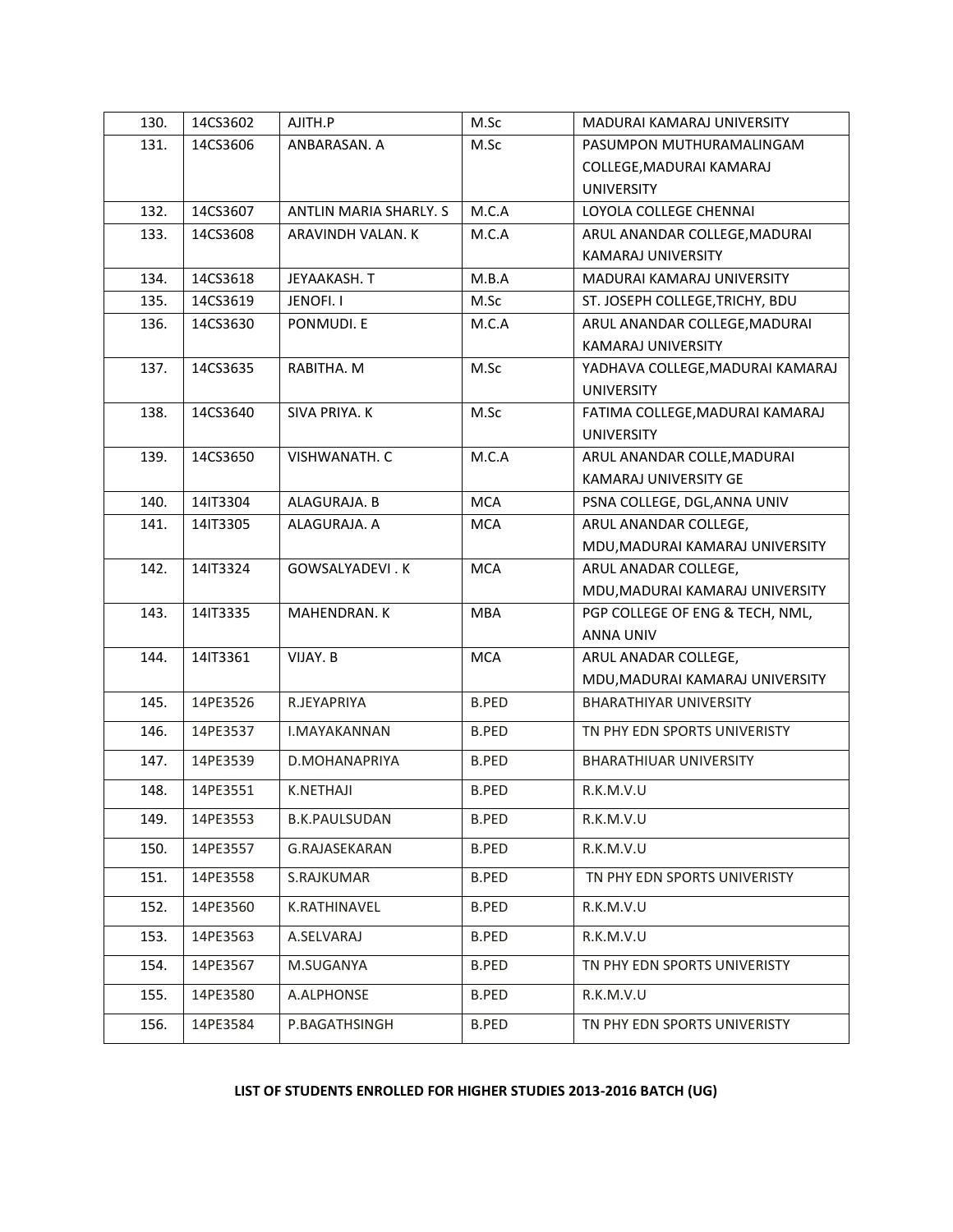| 130. | 14CS3602 | AJITH.P | M.Sc | MADURAI KAMARAJ UNIVERSITY |
|---|---|---|---|---|
| 131. | 14CS3606 | ANBARASAN. A | M.Sc | PASUMPON MUTHURAMALINGAM COLLEGE,MADURAI KAMARAJ UNIVERSITY |
| 132. | 14CS3607 | ANTLIN MARIA SHARLY. S | M.C.A | LOYOLA COLLEGE CHENNAI |
| 133. | 14CS3608 | ARAVINDH VALAN. K | M.C.A | ARUL ANANDAR COLLEGE,MADURAI KAMARAJ UNIVERSITY |
| 134. | 14CS3618 | JEYAAKASH. T | M.B.A | MADURAI KAMARAJ UNIVERSITY |
| 135. | 14CS3619 | JENOFI. I | M.Sc | ST. JOSEPH COLLEGE,TRICHY, BDU |
| 136. | 14CS3630 | PONMUDI. E | M.C.A | ARUL ANANDAR COLLEGE,MADURAI KAMARAJ UNIVERSITY |
| 137. | 14CS3635 | RABITHA. M | M.Sc | YADHAVA COLLEGE,MADURAI KAMARAJ UNIVERSITY |
| 138. | 14CS3640 | SIVA PRIYA. K | M.Sc | FATIMA COLLEGE,MADURAI KAMARAJ UNIVERSITY |
| 139. | 14CS3650 | VISHWANATH. C | M.C.A | ARUL ANANDAR COLLE,MADURAI KAMARAJ UNIVERSITY GE |
| 140. | 14IT3304 | ALAGURAJA. B | MCA | PSNA COLLEGE, DGL,ANNA UNIV |
| 141. | 14IT3305 | ALAGURAJA. A | MCA | ARUL ANANDAR COLLEGE, MDU,MADURAI KAMARAJ UNIVERSITY |
| 142. | 14IT3324 | GOWSALYADEVI . K | MCA | ARUL ANADAR COLLEGE, MDU,MADURAI KAMARAJ UNIVERSITY |
| 143. | 14IT3335 | MAHENDRAN. K | MBA | PGP COLLEGE OF ENG & TECH, NML, ANNA UNIV |
| 144. | 14IT3361 | VIJAY. B | MCA | ARUL ANADAR COLLEGE, MDU,MADURAI KAMARAJ UNIVERSITY |
| 145. | 14PE3526 | R.JEYAPRIYA | B.PED | BHARATHIYAR UNIVERSITY |
| 146. | 14PE3537 | I.MAYAKANNAN | B.PED | TN PHY EDN SPORTS UNIVERISTY |
| 147. | 14PE3539 | D.MOHANAPRIYA | B.PED | BHARATHIUAR UNIVERSITY |
| 148. | 14PE3551 | K.NETHAJI | B.PED | R.K.M.V.U |
| 149. | 14PE3553 | B.K.PAULSUDAN | B.PED | R.K.M.V.U |
| 150. | 14PE3557 | G.RAJASEKARAN | B.PED | R.K.M.V.U |
| 151. | 14PE3558 | S.RAJKUMAR | B.PED | TN PHY EDN SPORTS UNIVERISTY |
| 152. | 14PE3560 | K.RATHINAVEL | B.PED | R.K.M.V.U |
| 153. | 14PE3563 | A.SELVARAJ | B.PED | R.K.M.V.U |
| 154. | 14PE3567 | M.SUGANYA | B.PED | TN PHY EDN SPORTS UNIVERISTY |
| 155. | 14PE3580 | A.ALPHONSE | B.PED | R.K.M.V.U |
| 156. | 14PE3584 | P.BAGATHSINGH | B.PED | TN PHY EDN SPORTS UNIVERISTY |

**LIST OF STUDENTS ENROLLED FOR HIGHER STUDIES 2013-2016 BATCH (UG)**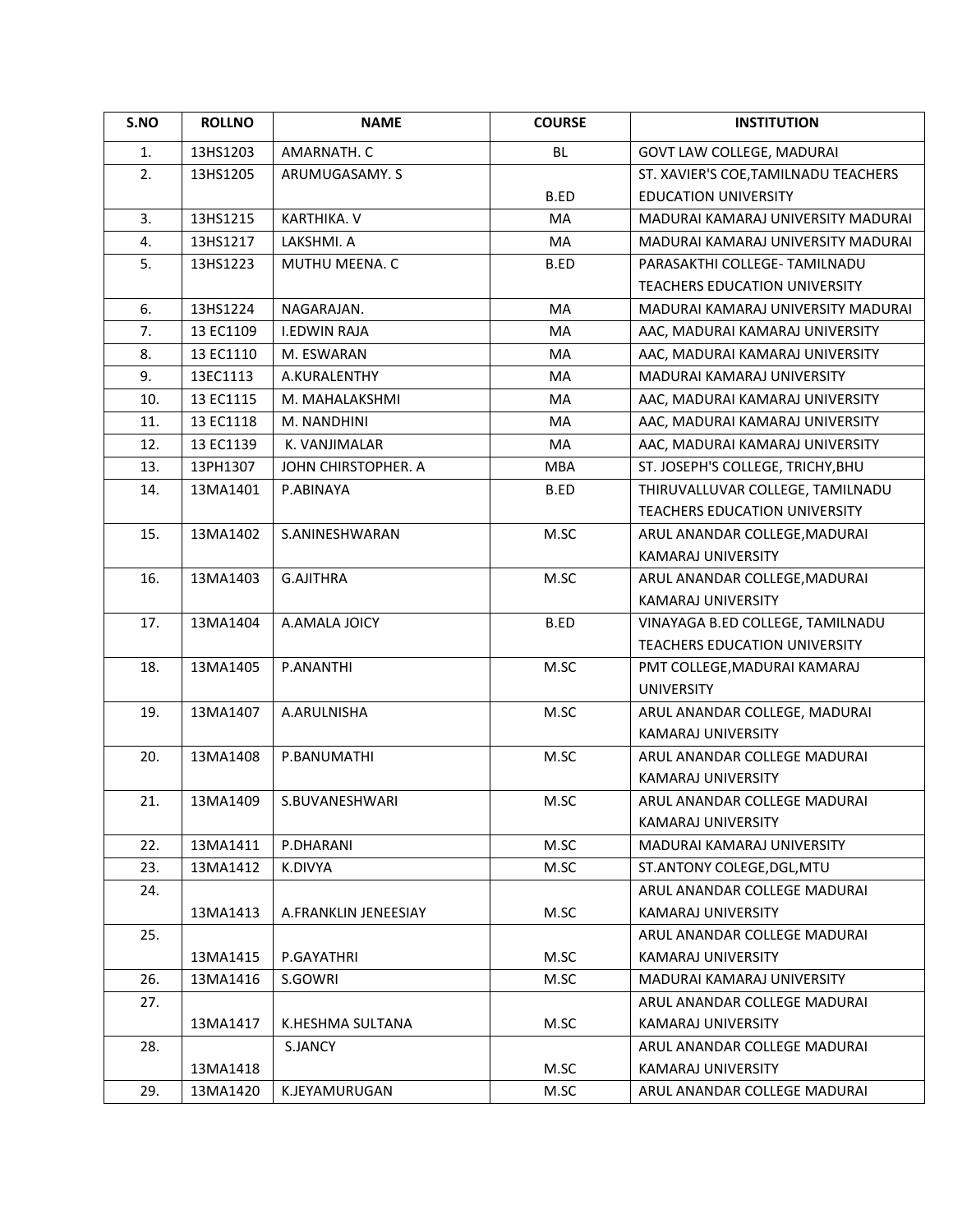| S.NO | ROLLNO | NAME | COURSE | INSTITUTION |
|---|---|---|---|---|
| 1. | 13HS1203 | AMARNATH. C | BL | GOVT LAW COLLEGE, MADURAI |
| 2. | 13HS1205 | ARUMUGASAMY. S | B.ED | ST. XAVIER'S COE,TAMILNADU TEACHERS EDUCATION UNIVERSITY |
| 3. | 13HS1215 | KARTHIKA. V | MA | MADURAI KAMARAJ UNIVERSITY MADURAI |
| 4. | 13HS1217 | LAKSHMI. A | MA | MADURAI KAMARAJ UNIVERSITY MADURAI |
| 5. | 13HS1223 | MUTHU MEENA. C | B.ED | PARASAKTHI COLLEGE- TAMILNADU TEACHERS EDUCATION UNIVERSITY |
| 6. | 13HS1224 | NAGARAJAN. | MA | MADURAI KAMARAJ UNIVERSITY MADURAI |
| 7. | 13 EC1109 | I.EDWIN RAJA | MA | AAC, MADURAI KAMARAJ UNIVERSITY |
| 8. | 13 EC1110 | M. ESWARAN | MA | AAC, MADURAI KAMARAJ UNIVERSITY |
| 9. | 13EC1113 | A.KURALENTHY | MA | MADURAI KAMARAJ UNIVERSITY |
| 10. | 13 EC1115 | M. MAHALAKSHMI | MA | AAC, MADURAI KAMARAJ UNIVERSITY |
| 11. | 13 EC1118 | M. NANDHINI | MA | AAC, MADURAI KAMARAJ UNIVERSITY |
| 12. | 13 EC1139 | K. VANJIMALAR | MA | AAC, MADURAI KAMARAJ UNIVERSITY |
| 13. | 13PH1307 | JOHN CHIRSTOPHER. A | MBA | ST. JOSEPH'S COLLEGE, TRICHY,BHU |
| 14. | 13MA1401 | P.ABINAYA | B.ED | THIRUVALLUVAR COLLEGE, TAMILNADU TEACHERS EDUCATION UNIVERSITY |
| 15. | 13MA1402 | S.ANINESHWARAN | M.SC | ARUL ANANDAR COLLEGE,MADURAI KAMARAJ UNIVERSITY |
| 16. | 13MA1403 | G.AJITHRA | M.SC | ARUL ANANDAR COLLEGE,MADURAI KAMARAJ UNIVERSITY |
| 17. | 13MA1404 | A.AMALA JOICY | B.ED | VINAYAGA B.ED COLLEGE, TAMILNADU TEACHERS EDUCATION UNIVERSITY |
| 18. | 13MA1405 | P.ANANTHI | M.SC | PMT COLLEGE,MADURAI KAMARAJ UNIVERSITY |
| 19. | 13MA1407 | A.ARULNISHA | M.SC | ARUL ANANDAR COLLEGE, MADURAI KAMARAJ UNIVERSITY |
| 20. | 13MA1408 | P.BANUMATHI | M.SC | ARUL ANANDAR COLLEGE MADURAI KAMARAJ UNIVERSITY |
| 21. | 13MA1409 | S.BUVANESHWARI | M.SC | ARUL ANANDAR COLLEGE MADURAI KAMARAJ UNIVERSITY |
| 22. | 13MA1411 | P.DHARANI | M.SC | MADURAI KAMARAJ UNIVERSITY |
| 23. | 13MA1412 | K.DIVYA | M.SC | ST.ANTONY COLEGE,DGL,MTU |
| 24. | 13MA1413 | A.FRANKLIN JENEESIAY | M.SC | ARUL ANANDAR COLLEGE MADURAI KAMARAJ UNIVERSITY |
| 25. | 13MA1415 | P.GAYATHRI | M.SC | ARUL ANANDAR COLLEGE MADURAI KAMARAJ UNIVERSITY |
| 26. | 13MA1416 | S.GOWRI | M.SC | MADURAI KAMARAJ UNIVERSITY |
| 27. | 13MA1417 | K.HESHMA SULTANA | M.SC | ARUL ANANDAR COLLEGE MADURAI KAMARAJ UNIVERSITY |
| 28. | 13MA1418 | S.JANCY | M.SC | ARUL ANANDAR COLLEGE MADURAI KAMARAJ UNIVERSITY |
| 29. | 13MA1420 | K.JEYAMURUGAN | M.SC | ARUL ANANDAR COLLEGE MADURAI |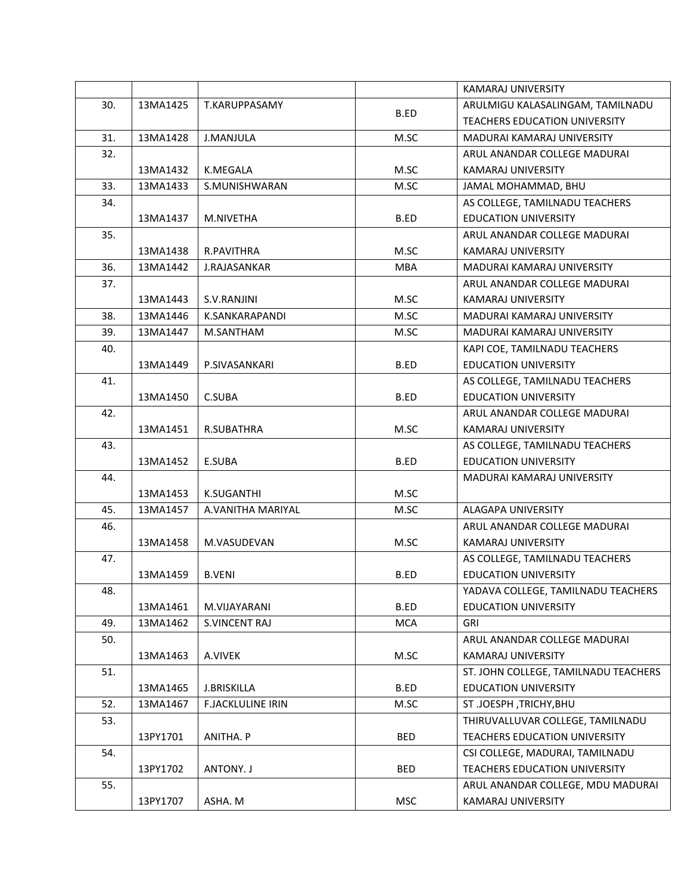| | | | | KAMARAJ UNIVERSITY |
|---|---|---|---|---|
| 30. | 13MA1425 | T.KARUPPASAMY | B.ED | ARULMIGU KALASALINGAM, TAMILNADU TEACHERS EDUCATION UNIVERSITY |
| 31. | 13MA1428 | J.MANJULA | M.SC | MADURAI KAMARAJ UNIVERSITY |
| 32. | 13MA1432 | K.MEGALA | M.SC | ARUL ANANDAR COLLEGE MADURAI KAMARAJ UNIVERSITY |
| 33. | 13MA1433 | S.MUNISHWARAN | M.SC | JAMAL MOHAMMAD, BHU |
| 34. | 13MA1437 | M.NIVETHA | B.ED | AS COLLEGE, TAMILNADU TEACHERS EDUCATION UNIVERSITY |
| 35. | 13MA1438 | R.PAVITHRA | M.SC | ARUL ANANDAR COLLEGE MADURAI KAMARAJ UNIVERSITY |
| 36. | 13MA1442 | J.RAJASANKAR | MBA | MADURAI KAMARAJ UNIVERSITY |
| 37. | 13MA1443 | S.V.RANJINI | M.SC | ARUL ANANDAR COLLEGE MADURAI KAMARAJ UNIVERSITY |
| 38. | 13MA1446 | K.SANKARAPANDI | M.SC | MADURAI KAMARAJ UNIVERSITY |
| 39. | 13MA1447 | M.SANTHAM | M.SC | MADURAI KAMARAJ UNIVERSITY |
| 40. | 13MA1449 | P.SIVASANKARI | B.ED | KAPI COE, TAMILNADU TEACHERS EDUCATION UNIVERSITY |
| 41. | 13MA1450 | C.SUBA | B.ED | AS COLLEGE, TAMILNADU TEACHERS EDUCATION UNIVERSITY |
| 42. | 13MA1451 | R.SUBATHRA | M.SC | ARUL ANANDAR COLLEGE MADURAI KAMARAJ UNIVERSITY |
| 43. | 13MA1452 | E.SUBA | B.ED | AS COLLEGE, TAMILNADU TEACHERS EDUCATION UNIVERSITY |
| 44. | 13MA1453 | K.SUGANTHI | M.SC | MADURAI KAMARAJ UNIVERSITY |
| 45. | 13MA1457 | A.VANITHA MARIYAL | M.SC | ALAGAPA UNIVERSITY |
| 46. | 13MA1458 | M.VASUDEVAN | M.SC | ARUL ANANDAR COLLEGE MADURAI KAMARAJ UNIVERSITY |
| 47. | 13MA1459 | B.VENI | B.ED | AS COLLEGE, TAMILNADU TEACHERS EDUCATION UNIVERSITY |
| 48. | 13MA1461 | M.VIJAYARANI | B.ED | YADAVA COLLEGE, TAMILNADU TEACHERS EDUCATION UNIVERSITY |
| 49. | 13MA1462 | S.VINCENT RAJ | MCA | GRI |
| 50. | 13MA1463 | A.VIVEK | M.SC | ARUL ANANDAR COLLEGE MADURAI KAMARAJ UNIVERSITY |
| 51. | 13MA1465 | J.BRISKILLA | B.ED | ST. JOHN COLLEGE, TAMILNADU TEACHERS EDUCATION UNIVERSITY |
| 52. | 13MA1467 | F.JACKLULINE IRIN | M.SC | ST .JOESPH ,TRICHY,BHU |
| 53. | 13PY1701 | ANITHA. P | BED | THIRUVALLUVAR COLLEGE, TAMILNADU TEACHERS EDUCATION UNIVERSITY |
| 54. | 13PY1702 | ANTONY. J | BED | CSI COLLEGE, MADURAI, TAMILNADU TEACHERS EDUCATION UNIVERSITY |
| 55. | 13PY1707 | ASHA. M | MSC | ARUL ANANDAR COLLEGE, MDU MADURAI KAMARAJ UNIVERSITY |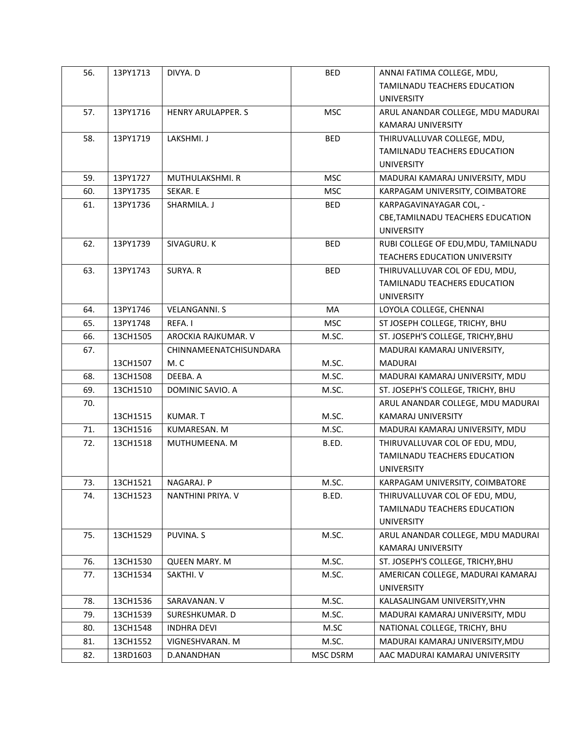| 56. | 13PY1713 | DIVYA. D | BED | ANNAI FATIMA COLLEGE, MDU, TAMILNADU TEACHERS EDUCATION UNIVERSITY |
|---|---|---|---|---|
| 57. | 13PY1716 | HENRY ARULAPPER. S | MSC | ARUL ANANDAR COLLEGE, MDU MADURAI KAMARAJ UNIVERSITY |
| 58. | 13PY1719 | LAKSHMI. J | BED | THIRUVALLUVAR COLLEGE, MDU, TAMILNADU TEACHERS EDUCATION UNIVERSITY |
| 59. | 13PY1727 | MUTHULAKSHMI. R | MSC | MADURAI KAMARAJ UNIVERSITY, MDU |
| 60. | 13PY1735 | SEKAR. E | MSC | KARPAGAM UNIVERSITY, COIMBATORE |
| 61. | 13PY1736 | SHARMILA. J | BED | KARPAGAVINAYAGAR COL, -CBE,TAMILNADU TEACHERS EDUCATION UNIVERSITY |
| 62. | 13PY1739 | SIVAGURU. K | BED | RUBI COLLEGE OF EDU,MDU, TAMILNADU TEACHERS EDUCATION UNIVERSITY |
| 63. | 13PY1743 | SURYA. R | BED | THIRUVALLUVAR COL OF EDU, MDU, TAMILNADU TEACHERS EDUCATION UNIVERSITY |
| 64. | 13PY1746 | VELANGANNI. S | MA | LOYOLA COLLEGE, CHENNAI |
| 65. | 13PY1748 | REFA. I | MSC | ST JOSEPH COLLEGE, TRICHY, BHU |
| 66. | 13CH1505 | AROCKIA RAJKUMAR. V | M.SC. | ST. JOSEPH'S COLLEGE, TRICHY,BHU |
| 67. | 13CH1507 | CHINNAMEENATCHISUNDARA M. C | M.SC. | MADURAI KAMARAJ UNIVERSITY, MADURAI |
| 68. | 13CH1508 | DEEBA. A | M.SC. | MADURAI KAMARAJ UNIVERSITY, MDU |
| 69. | 13CH1510 | DOMINIC SAVIO. A | M.SC. | ST. JOSEPH'S COLLEGE, TRICHY, BHU |
| 70. | 13CH1515 | KUMAR. T | M.SC. | ARUL ANANDAR COLLEGE, MDU MADURAI KAMARAJ UNIVERSITY |
| 71. | 13CH1516 | KUMARESAN. M | M.SC. | MADURAI KAMARAJ UNIVERSITY, MDU |
| 72. | 13CH1518 | MUTHUMEENA. M | B.ED. | THIRUVALLUVAR COL OF EDU, MDU, TAMILNADU TEACHERS EDUCATION UNIVERSITY |
| 73. | 13CH1521 | NAGARAJ. P | M.SC. | KARPAGAM UNIVERSITY, COIMBATORE |
| 74. | 13CH1523 | NANTHINI PRIYA. V | B.ED. | THIRUVALLUVAR COL OF EDU, MDU, TAMILNADU TEACHERS EDUCATION UNIVERSITY |
| 75. | 13CH1529 | PUVINA. S | M.SC. | ARUL ANANDAR COLLEGE, MDU MADURAI KAMARAJ UNIVERSITY |
| 76. | 13CH1530 | QUEEN MARY. M | M.SC. | ST. JOSEPH'S COLLEGE, TRICHY,BHU |
| 77. | 13CH1534 | SAKTHI. V | M.SC. | AMERICAN COLLEGE, MADURAI KAMARAJ UNIVERSITY |
| 78. | 13CH1536 | SARAVANAN. V | M.SC. | KALASALINGAM UNIVERSITY,VHN |
| 79. | 13CH1539 | SURESHKUMAR. D | M.SC. | MADURAI KAMARAJ UNIVERSITY, MDU |
| 80. | 13CH1548 | INDHRA DEVI | M.SC | NATIONAL COLLEGE, TRICHY, BHU |
| 81. | 13CH1552 | VIGNESHVARAN. M | M.SC. | MADURAI KAMARAJ UNIVERSITY,MDU |
| 82. | 13RD1603 | D.ANANDHAN | MSC DSRM | AAC MADURAI KAMARAJ UNIVERSITY |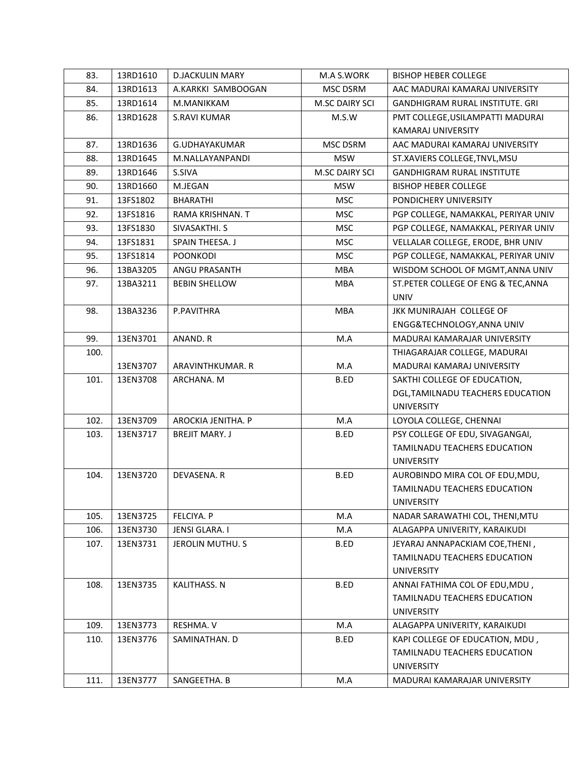| 83. | 13RD1610 | D.JACKULIN MARY | M.A S.WORK | BISHOP HEBER COLLEGE |
|---|---|---|---|---|
| 84. | 13RD1613 | A.KARKKI SAMBOOGAN | MSC DSRM | AAC MADURAI KAMARAJ UNIVERSITY |
| 85. | 13RD1614 | M.MANIKKAM | M.SC DAIRY SCI | GANDHIGRAM RURAL INSTITUTE. GRI |
| 86. | 13RD1628 | S.RAVI KUMAR | M.S.W | PMT COLLEGE,USILAMPATTI MADURAI KAMARAJ UNIVERSITY |
| 87. | 13RD1636 | G.UDHAYAKUMAR | MSC DSRM | AAC MADURAI KAMARAJ UNIVERSITY |
| 88. | 13RD1645 | M.NALLAYANPANDI | MSW | ST.XAVIERS COLLEGE,TNVL,MSU |
| 89. | 13RD1646 | S.SIVA | M.SC DAIRY SCI | GANDHIGRAM RURAL INSTITUTE |
| 90. | 13RD1660 | M.JEGAN | MSW | BISHOP HEBER COLLEGE |
| 91. | 13FS1802 | BHARATHI | MSC | PONDICHERY UNIVERSITY |
| 92. | 13FS1816 | RAMA KRISHNAN. T | MSC | PGP COLLEGE, NAMAKKAL, PERIYAR UNIV |
| 93. | 13FS1830 | SIVASAKTHI. S | MSC | PGP COLLEGE, NAMAKKAL, PERIYAR UNIV |
| 94. | 13FS1831 | SPAIN THEESA. J | MSC | VELLALAR COLLEGE, ERODE, BHR UNIV |
| 95. | 13FS1814 | POONKODI | MSC | PGP COLLEGE, NAMAKKAL, PERIYAR UNIV |
| 96. | 13BA3205 | ANGU PRASANTH | MBA | WISDOM SCHOOL OF MGMT,ANNA UNIV |
| 97. | 13BA3211 | BEBIN SHELLOW | MBA | ST.PETER COLLEGE OF ENG & TEC,ANNA UNIV |
| 98. | 13BA3236 | P.PAVITHRA | MBA | JKK MUNIRAJAH COLLEGE OF ENGG&TECHNOLOGY,ANNA UNIV |
| 99. | 13EN3701 | ANAND. R | M.A | MADURAI KAMARAJAR UNIVERSITY |
| 100. | 13EN3707 | ARAVINTHKUMAR. R | M.A | THIAGARAJAR COLLEGE, MADURAI MADURAI KAMARAJ UNIVERSITY |
| 101. | 13EN3708 | ARCHANA. M | B.ED | SAKTHI COLLEGE OF EDUCATION, DGL,TAMILNADU TEACHERS EDUCATION UNIVERSITY |
| 102. | 13EN3709 | AROCKIA JENITHA. P | M.A | LOYOLA COLLEGE, CHENNAI |
| 103. | 13EN3717 | BREJIT MARY. J | B.ED | PSY COLLEGE OF EDU, SIVAGANGAI, TAMILNADU TEACHERS EDUCATION UNIVERSITY |
| 104. | 13EN3720 | DEVASENA. R | B.ED | AUROBINDO MIRA COL OF EDU,MDU, TAMILNADU TEACHERS EDUCATION UNIVERSITY |
| 105. | 13EN3725 | FELCIYA. P | M.A | NADAR SARAWATHI COL, THENI,MTU |
| 106. | 13EN3730 | JENSI GLARA. I | M.A | ALAGAPPA UNIVERITY, KARAIKUDI |
| 107. | 13EN3731 | JEROLIN MUTHU. S | B.ED | JEYARAJ ANNAPACKIAM COE,THENI , TAMILNADU TEACHERS EDUCATION UNIVERSITY |
| 108. | 13EN3735 | KALITHASS. N | B.ED | ANNAI FATHIMA COL OF EDU,MDU , TAMILNADU TEACHERS EDUCATION UNIVERSITY |
| 109. | 13EN3773 | RESHMA. V | M.A | ALAGAPPA UNIVERITY, KARAIKUDI |
| 110. | 13EN3776 | SAMINATHAN. D | B.ED | KAPI COLLEGE OF EDUCATION, MDU , TAMILNADU TEACHERS EDUCATION UNIVERSITY |
| 111. | 13EN3777 | SANGEETHA. B | M.A | MADURAI KAMARAJAR UNIVERSITY |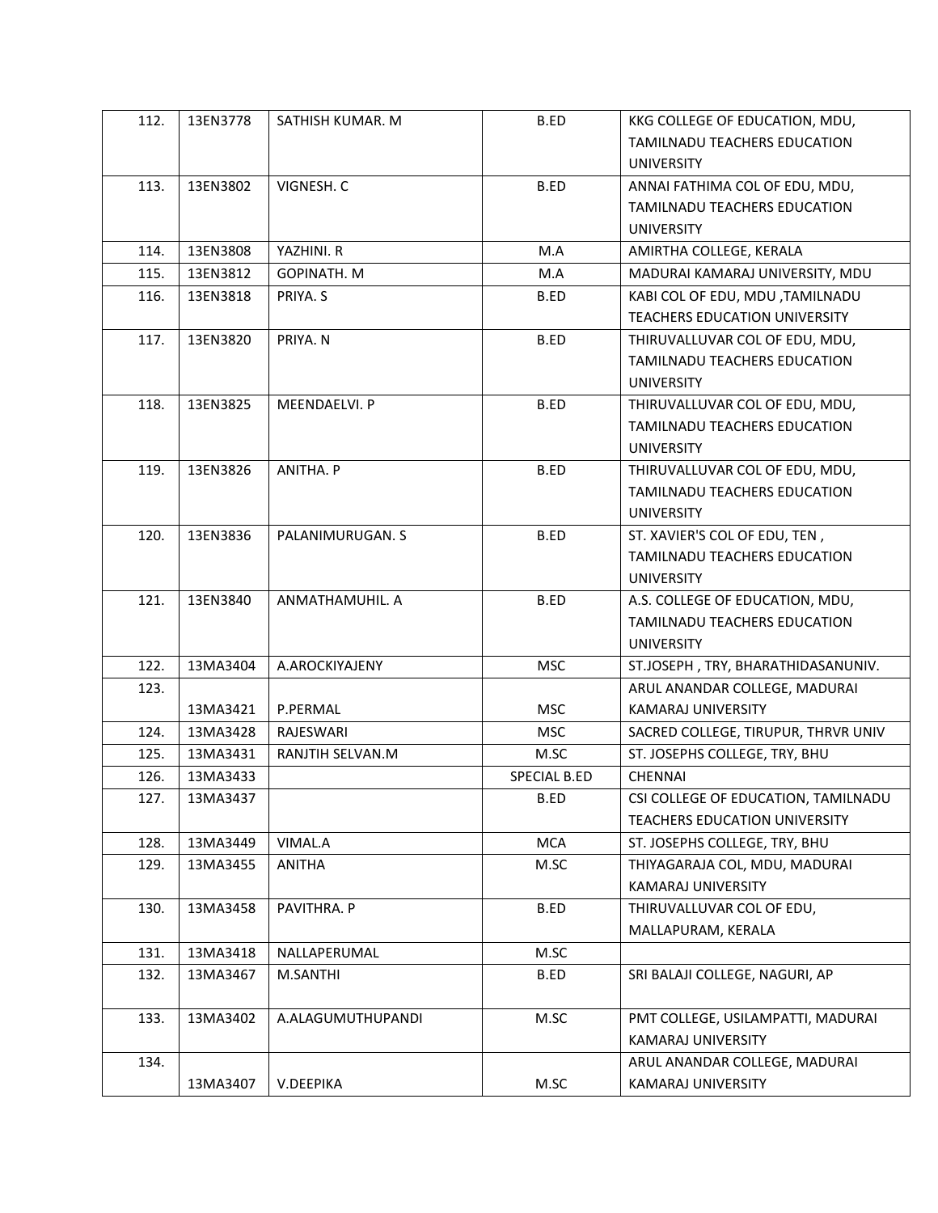| | | | | |
|---|---|---|---|---|
| 112. | 13EN3778 | SATHISH KUMAR. M | B.ED | KKG COLLEGE OF EDUCATION, MDU, TAMILNADU TEACHERS EDUCATION UNIVERSITY |
| 113. | 13EN3802 | VIGNESH. C | B.ED | ANNAI FATHIMA COL OF EDU, MDU, TAMILNADU TEACHERS EDUCATION UNIVERSITY |
| 114. | 13EN3808 | YAZHINI. R | M.A | AMIRTHA COLLEGE, KERALA |
| 115. | 13EN3812 | GOPINATH. M | M.A | MADURAI KAMARAJ UNIVERSITY, MDU |
| 116. | 13EN3818 | PRIYA. S | B.ED | KABI COL OF EDU, MDU ,TAMILNADU TEACHERS EDUCATION UNIVERSITY |
| 117. | 13EN3820 | PRIYA. N | B.ED | THIRUVALLUVAR COL OF EDU, MDU, TAMILNADU TEACHERS EDUCATION UNIVERSITY |
| 118. | 13EN3825 | MEENDAELVI. P | B.ED | THIRUVALLUVAR COL OF EDU, MDU, TAMILNADU TEACHERS EDUCATION UNIVERSITY |
| 119. | 13EN3826 | ANITHA. P | B.ED | THIRUVALLUVAR COL OF EDU, MDU, TAMILNADU TEACHERS EDUCATION UNIVERSITY |
| 120. | 13EN3836 | PALANIMURUGAN. S | B.ED | ST. XAVIER'S COL OF EDU, TEN , TAMILNADU TEACHERS EDUCATION UNIVERSITY |
| 121. | 13EN3840 | ANMATHAMUHIL. A | B.ED | A.S. COLLEGE OF EDUCATION, MDU, TAMILNADU TEACHERS EDUCATION UNIVERSITY |
| 122. | 13MA3404 | A.AROCKIYAJENY | MSC | ST.JOSEPH , TRY, BHARATHIDASANUNIV. |
| 123. | 13MA3421 | P.PERMAL | MSC | ARUL ANANDAR COLLEGE, MADURAI KAMARAJ UNIVERSITY |
| 124. | 13MA3428 | RAJESWARI | MSC | SACRED COLLEGE, TIRUPUR, THRVR UNIV |
| 125. | 13MA3431 | RANJTIH SELVAN.M | M.SC | ST. JOSEPHS COLLEGE, TRY, BHU |
| 126. | 13MA3433 | | SPECIAL B.ED | CHENNAI |
| 127. | 13MA3437 | | B.ED | CSI COLLEGE OF EDUCATION, TAMILNADU TEACHERS EDUCATION UNIVERSITY |
| 128. | 13MA3449 | VIMAL.A | MCA | ST. JOSEPHS COLLEGE, TRY, BHU |
| 129. | 13MA3455 | ANITHA | M.SC | THIYAGARAJA COL, MDU, MADURAI KAMARAJ UNIVERSITY |
| 130. | 13MA3458 | PAVITHRA. P | B.ED | THIRUVALLUVAR COL OF EDU, MALLAPURAM, KERALA |
| 131. | 13MA3418 | NALLAPERUMAL | M.SC | |
| 132. | 13MA3467 | M.SANTHI | B.ED | SRI BALAJI COLLEGE, NAGURI, AP |
| 133. | 13MA3402 | A.ALAGUMUTHUPANDI | M.SC | PMT COLLEGE, USILAMPATTI, MADURAI KAMARAJ UNIVERSITY |
| 134. | 13MA3407 | V.DEEPIKA | M.SC | ARUL ANANDAR COLLEGE, MADURAI KAMARAJ UNIVERSITY |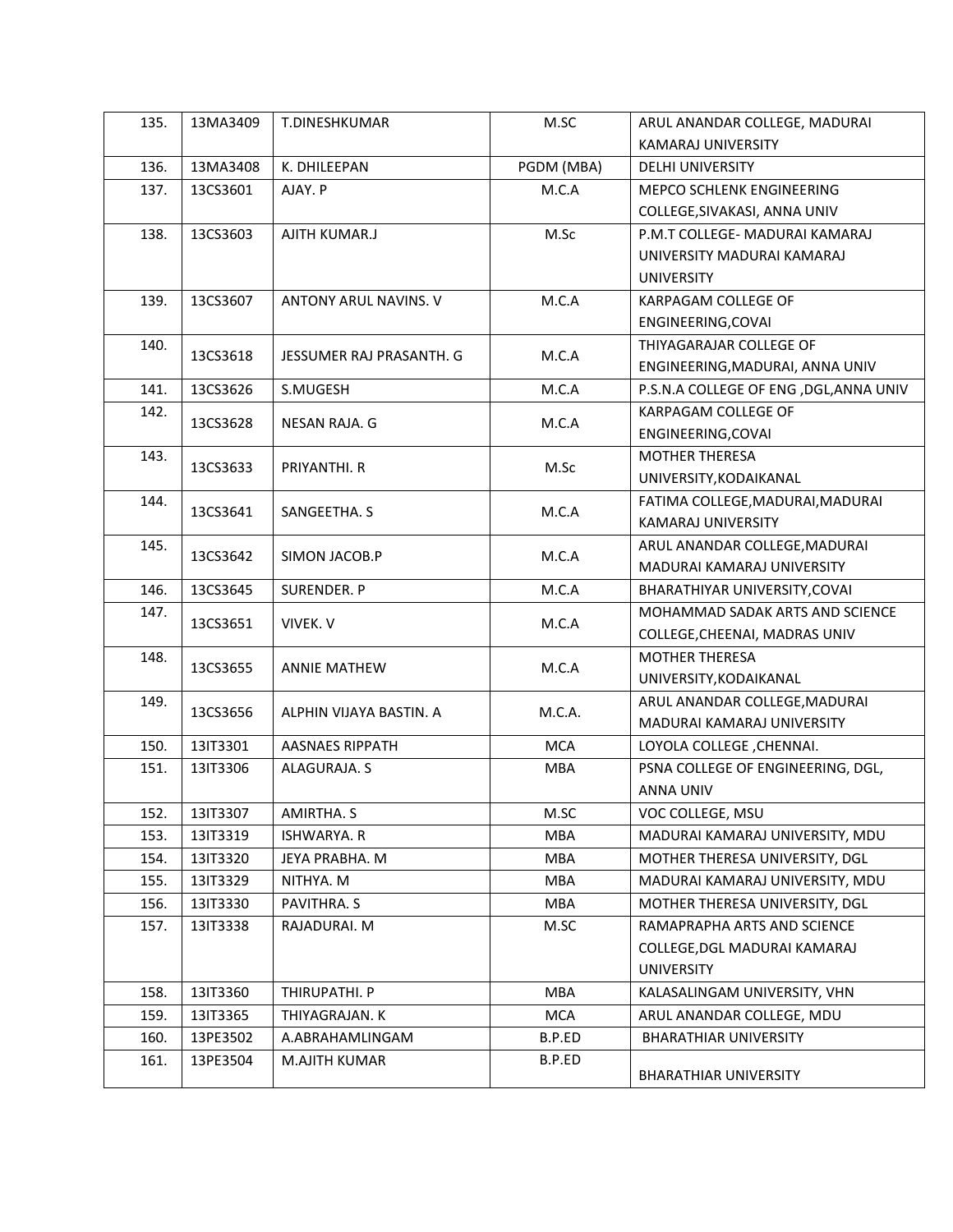| | | | | |
|---|---|---|---|---|
| 135. | 13MA3409 | T.DINESHKUMAR | M.SC | ARUL ANANDAR COLLEGE, MADURAI KAMARAJ UNIVERSITY |
| 136. | 13MA3408 | K. DHILEEPAN | PGDM (MBA) | DELHI UNIVERSITY |
| 137. | 13CS3601 | AJAY. P | M.C.A | MEPCO SCHLENK ENGINEERING COLLEGE,SIVAKASI, ANNA UNIV |
| 138. | 13CS3603 | AJITH KUMAR.J | M.Sc | P.M.T COLLEGE- MADURAI KAMARAJ UNIVERSITY MADURAI KAMARAJ UNIVERSITY |
| 139. | 13CS3607 | ANTONY ARUL NAVINS. V | M.C.A | KARPAGAM COLLEGE OF ENGINEERING,COVAI |
| 140. | 13CS3618 | JESSUMER RAJ PRASANTH. G | M.C.A | THIYAGARAJAR COLLEGE OF ENGINEERING,MADURAI, ANNA UNIV |
| 141. | 13CS3626 | S.MUGESH | M.C.A | P.S.N.A COLLEGE OF ENG ,DGL,ANNA UNIV |
| 142. | 13CS3628 | NESAN RAJA. G | M.C.A | KARPAGAM COLLEGE OF ENGINEERING,COVAI |
| 143. | 13CS3633 | PRIYANTHI. R | M.Sc | MOTHER THERESA UNIVERSITY,KODAIKANAL |
| 144. | 13CS3641 | SANGEETHA. S | M.C.A | FATIMA COLLEGE,MADURAI,MADURAI KAMARAJ UNIVERSITY |
| 145. | 13CS3642 | SIMON JACOB.P | M.C.A | ARUL ANANDAR COLLEGE,MADURAI MADURAI KAMARAJ UNIVERSITY |
| 146. | 13CS3645 | SURENDER. P | M.C.A | BHARATHIYAR UNIVERSITY,COVAI |
| 147. | 13CS3651 | VIVEK. V | M.C.A | MOHAMMAD SADAK ARTS AND SCIENCE COLLEGE,CHEENAI, MADRAS UNIV |
| 148. | 13CS3655 | ANNIE MATHEW | M.C.A | MOTHER THERESA UNIVERSITY,KODAIKANAL |
| 149. | 13CS3656 | ALPHIN VIJAYA BASTIN. A | M.C.A. | ARUL ANANDAR COLLEGE,MADURAI MADURAI KAMARAJ UNIVERSITY |
| 150. | 13IT3301 | AASNAES RIPPATH | MCA | LOYOLA COLLEGE ,CHENNAI. |
| 151. | 13IT3306 | ALAGURAJA. S | MBA | PSNA COLLEGE OF ENGINEERING, DGL, ANNA UNIV |
| 152. | 13IT3307 | AMIRTHA. S | M.SC | VOC COLLEGE, MSU |
| 153. | 13IT3319 | ISHWARYA. R | MBA | MADURAI KAMARAJ UNIVERSITY, MDU |
| 154. | 13IT3320 | JEYA PRABHA. M | MBA | MOTHER THERESA UNIVERSITY, DGL |
| 155. | 13IT3329 | NITHYA. M | MBA | MADURAI KAMARAJ UNIVERSITY, MDU |
| 156. | 13IT3330 | PAVITHRA. S | MBA | MOTHER THERESA UNIVERSITY, DGL |
| 157. | 13IT3338 | RAJADURAI. M | M.SC | RAMAPRAPHA ARTS AND SCIENCE COLLEGE,DGL MADURAI KAMARAJ UNIVERSITY |
| 158. | 13IT3360 | THIRUPATHI. P | MBA | KALASALINGAM UNIVERSITY, VHN |
| 159. | 13IT3365 | THIYAGRAJAN. K | MCA | ARUL ANANDAR COLLEGE, MDU |
| 160. | 13PE3502 | A.ABRAHAMLINGAM | B.P.ED | BHARATHIAR UNIVERSITY |
| 161. | 13PE3504 | M.AJITH KUMAR | B.P.ED | BHARATHIAR UNIVERSITY |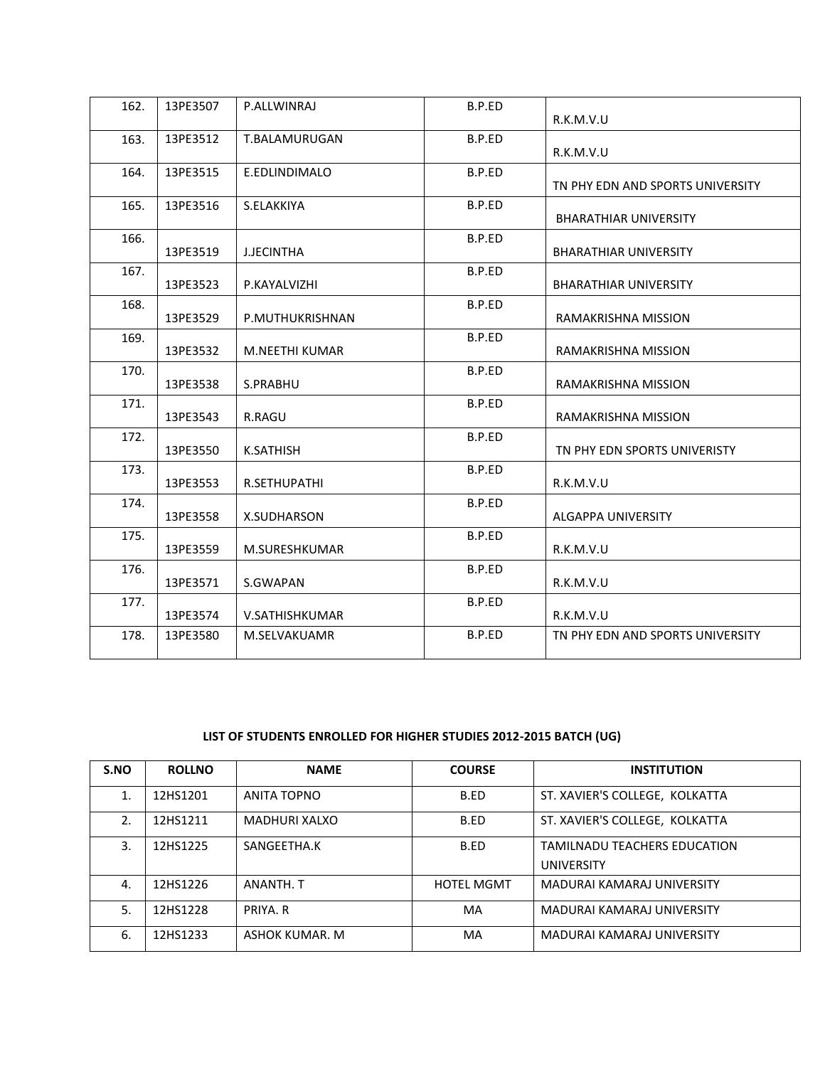| | | | | |
|---|---|---|---|---|
| 162. | 13PE3507 | P.ALLWINRAJ | B.P.ED | R.K.M.V.U |
| 163. | 13PE3512 | T.BALAMURUGAN | B.P.ED | R.K.M.V.U |
| 164. | 13PE3515 | E.EDLINDIMALO | B.P.ED | TN PHY EDN AND SPORTS UNIVERSITY |
| 165. | 13PE3516 | S.ELAKKIYA | B.P.ED | BHARATHIAR UNIVERSITY |
| 166. | 13PE3519 | J.JECINTHA | B.P.ED | BHARATHIAR UNIVERSITY |
| 167. | 13PE3523 | P.KAYALVIZHI | B.P.ED | BHARATHIAR UNIVERSITY |
| 168. | 13PE3529 | P.MUTHUKRISHNAN | B.P.ED | RAMAKRISHNA MISSION |
| 169. | 13PE3532 | M.NEETHI KUMAR | B.P.ED | RAMAKRISHNA MISSION |
| 170. | 13PE3538 | S.PRABHU | B.P.ED | RAMAKRISHNA MISSION |
| 171. | 13PE3543 | R.RAGU | B.P.ED | RAMAKRISHNA MISSION |
| 172. | 13PE3550 | K.SATHISH | B.P.ED | TN PHY EDN SPORTS UNIVERISTY |
| 173. | 13PE3553 | R.SETHUPATHI | B.P.ED | R.K.M.V.U |
| 174. | 13PE3558 | X.SUDHARSON | B.P.ED | ALGAPPA UNIVERSITY |
| 175. | 13PE3559 | M.SURESHKUMAR | B.P.ED | R.K.M.V.U |
| 176. | 13PE3571 | S.GWAPAN | B.P.ED | R.K.M.V.U |
| 177. | 13PE3574 | V.SATHISHKUMAR | B.P.ED | R.K.M.V.U |
| 178. | 13PE3580 | M.SELVAKUAMR | B.P.ED | TN PHY EDN AND SPORTS UNIVERSITY |

**LIST OF STUDENTS ENROLLED FOR HIGHER STUDIES 2012-2015 BATCH (UG)**

| S.NO | ROLLNO | NAME | COURSE | INSTITUTION |
|---|---|---|---|---|
| 1. | 12HS1201 | ANITA TOPNO | B.ED | ST. XAVIER'S COLLEGE, KOLKATTA |
| 2. | 12HS1211 | MADHURI XALXO | B.ED | ST. XAVIER'S COLLEGE, KOLKATTA |
| 3. | 12HS1225 | SANGEETHA.K | B.ED | TAMILNADU TEACHERS EDUCATION UNIVERSITY |
| 4. | 12HS1226 | ANANTH. T | HOTEL MGMT | MADURAI KAMARAJ UNIVERSITY |
| 5. | 12HS1228 | PRIYA. R | MA | MADURAI KAMARAJ UNIVERSITY |
| 6. | 12HS1233 | ASHOK KUMAR. M | MA | MADURAI KAMARAJ UNIVERSITY |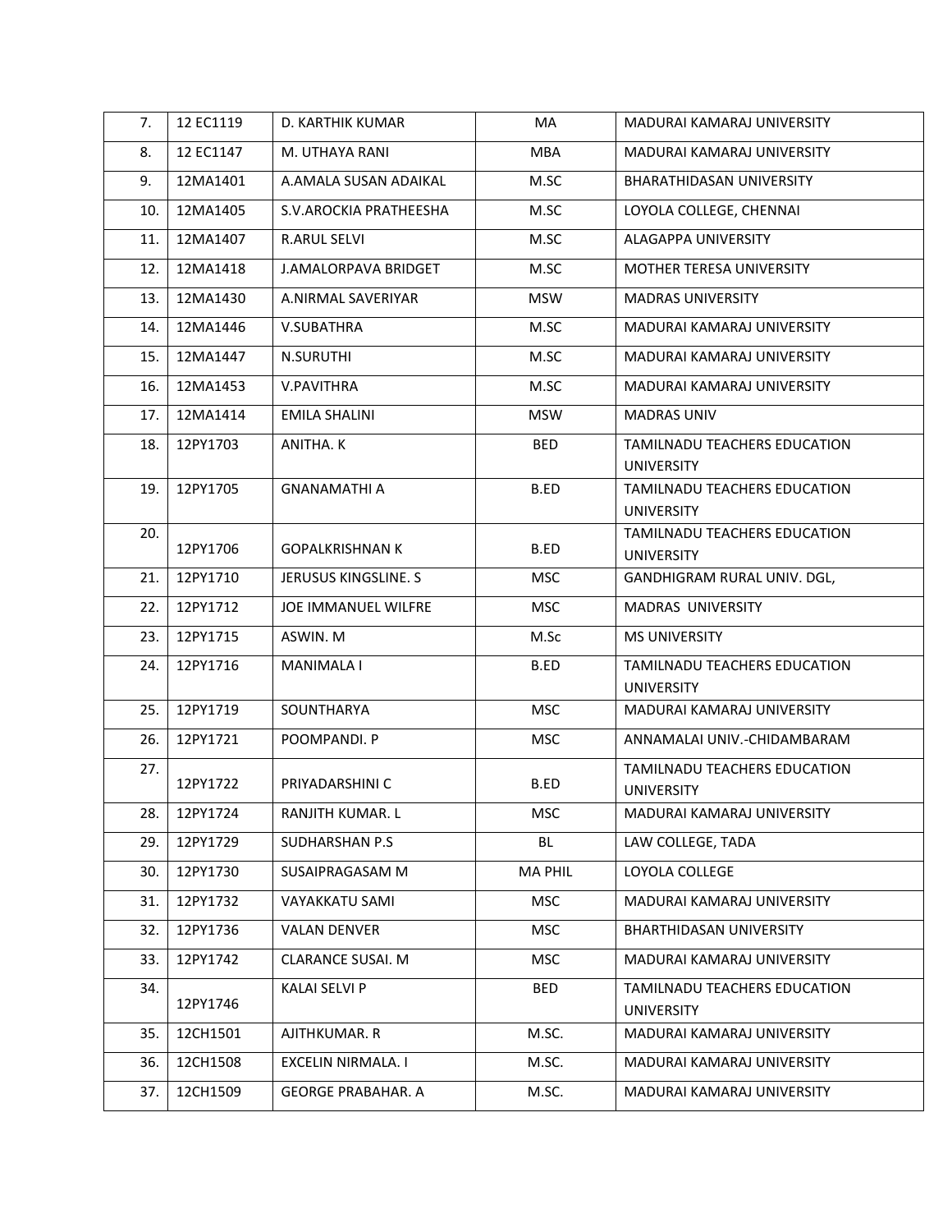| | | | | |
|---|---|---|---|---|
| 7. | 12 EC1119 | D. KARTHIK KUMAR | MA | MADURAI KAMARAJ UNIVERSITY |
| 8. | 12 EC1147 | M. UTHAYA RANI | MBA | MADURAI KAMARAJ UNIVERSITY |
| 9. | 12MA1401 | A.AMALA SUSAN ADAIKAL | M.SC | BHARATHIDASAN UNIVERSITY |
| 10. | 12MA1405 | S.V.AROCKIA PRATHEESHA | M.SC | LOYOLA COLLEGE, CHENNAI |
| 11. | 12MA1407 | R.ARUL SELVI | M.SC | ALAGAPPA UNIVERSITY |
| 12. | 12MA1418 | J.AMALORPAVA BRIDGET | M.SC | MOTHER TERESA UNIVERSITY |
| 13. | 12MA1430 | A.NIRMAL SAVERIYAR | MSW | MADRAS UNIVERSITY |
| 14. | 12MA1446 | V.SUBATHRA | M.SC | MADURAI KAMARAJ UNIVERSITY |
| 15. | 12MA1447 | N.SURUTHI | M.SC | MADURAI KAMARAJ UNIVERSITY |
| 16. | 12MA1453 | V.PAVITHRA | M.SC | MADURAI KAMARAJ UNIVERSITY |
| 17. | 12MA1414 | EMILA SHALINI | MSW | MADRAS UNIV |
| 18. | 12PY1703 | ANITHA. K | BED | TAMILNADU TEACHERS EDUCATION UNIVERSITY |
| 19. | 12PY1705 | GNANAMATHI A | B.ED | TAMILNADU TEACHERS EDUCATION UNIVERSITY |
| 20. | 12PY1706 | GOPALKRISHNAN K | B.ED | TAMILNADU TEACHERS EDUCATION UNIVERSITY |
| 21. | 12PY1710 | JERUSUS KINGSLINE. S | MSC | GANDHIGRAM RURAL UNIV. DGL, |
| 22. | 12PY1712 | JOE IMMANUEL WILFRE | MSC | MADRAS UNIVERSITY |
| 23. | 12PY1715 | ASWIN. M | M.Sc | MS UNIVERSITY |
| 24. | 12PY1716 | MANIMALA I | B.ED | TAMILNADU TEACHERS EDUCATION UNIVERSITY |
| 25. | 12PY1719 | SOUNTHARYA | MSC | MADURAI KAMARAJ UNIVERSITY |
| 26. | 12PY1721 | POOMPANDI. P | MSC | ANNAMALAI UNIV.-CHIDAMBARAM |
| 27. | 12PY1722 | PRIYADARSHINI C | B.ED | TAMILNADU TEACHERS EDUCATION UNIVERSITY |
| 28. | 12PY1724 | RANJITH KUMAR. L | MSC | MADURAI KAMARAJ UNIVERSITY |
| 29. | 12PY1729 | SUDHARSHAN P.S | BL | LAW COLLEGE, TADA |
| 30. | 12PY1730 | SUSAIPRAGASAM M | MA PHIL | LOYOLA COLLEGE |
| 31. | 12PY1732 | VAYAKKATU SAMI | MSC | MADURAI KAMARAJ UNIVERSITY |
| 32. | 12PY1736 | VALAN DENVER | MSC | BHARTHIDASAN UNIVERSITY |
| 33. | 12PY1742 | CLARANCE SUSAI. M | MSC | MADURAI KAMARAJ UNIVERSITY |
| 34. | 12PY1746 | KALAI SELVI P | BED | TAMILNADU TEACHERS EDUCATION UNIVERSITY |
| 35. | 12CH1501 | AJITHKUMAR. R | M.SC. | MADURAI KAMARAJ UNIVERSITY |
| 36. | 12CH1508 | EXCELIN NIRMALA. I | M.SC. | MADURAI KAMARAJ UNIVERSITY |
| 37. | 12CH1509 | GEORGE PRABAHAR. A | M.SC. | MADURAI KAMARAJ UNIVERSITY |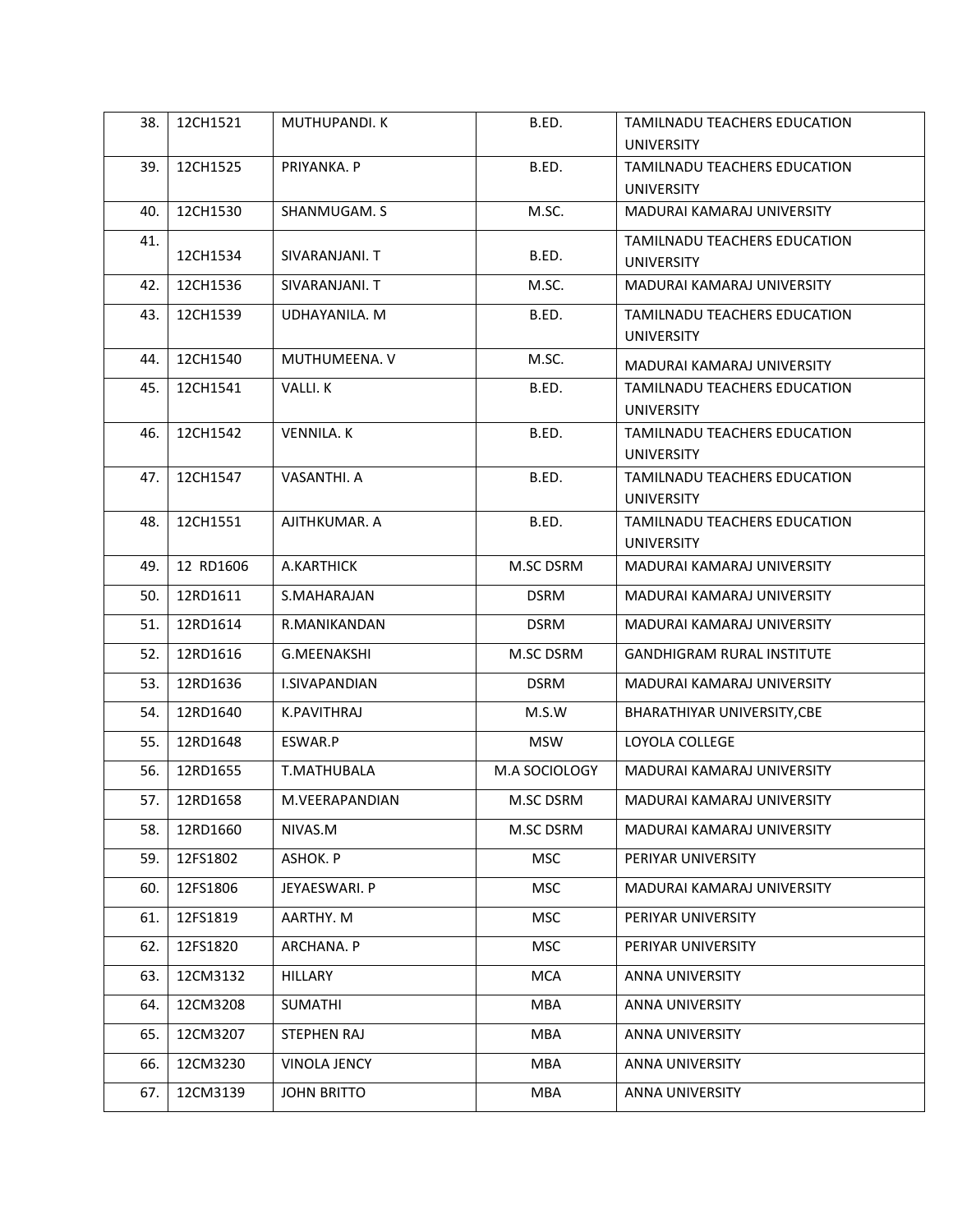| | | | | |
|---|---|---|---|---|
| 38. | 12CH1521 | MUTHUPANDI. K | B.ED. | TAMILNADU TEACHERS EDUCATION UNIVERSITY |
| 39. | 12CH1525 | PRIYANKA. P | B.ED. | TAMILNADU TEACHERS EDUCATION UNIVERSITY |
| 40. | 12CH1530 | SHANMUGAM. S | M.SC. | MADURAI KAMARAJ UNIVERSITY |
| 41. | 12CH1534 | SIVARANJANI. T | B.ED. | TAMILNADU TEACHERS EDUCATION UNIVERSITY |
| 42. | 12CH1536 | SIVARANJANI. T | M.SC. | MADURAI KAMARAJ UNIVERSITY |
| 43. | 12CH1539 | UDHAYANILA. M | B.ED. | TAMILNADU TEACHERS EDUCATION UNIVERSITY |
| 44. | 12CH1540 | MUTHUMEENA. V | M.SC. | MADURAI KAMARAJ UNIVERSITY |
| 45. | 12CH1541 | VALLI. K | B.ED. | TAMILNADU TEACHERS EDUCATION UNIVERSITY |
| 46. | 12CH1542 | VENNILA. K | B.ED. | TAMILNADU TEACHERS EDUCATION UNIVERSITY |
| 47. | 12CH1547 | VASANTHI. A | B.ED. | TAMILNADU TEACHERS EDUCATION UNIVERSITY |
| 48. | 12CH1551 | AJITHKUMAR. A | B.ED. | TAMILNADU TEACHERS EDUCATION UNIVERSITY |
| 49. | 12 RD1606 | A.KARTHICK | M.SC DSRM | MADURAI KAMARAJ UNIVERSITY |
| 50. | 12RD1611 | S.MAHARAJAN | DSRM | MADURAI KAMARAJ UNIVERSITY |
| 51. | 12RD1614 | R.MANIKANDAN | DSRM | MADURAI KAMARAJ UNIVERSITY |
| 52. | 12RD1616 | G.MEENAKSHI | M.SC DSRM | GANDHIGRAM RURAL INSTITUTE |
| 53. | 12RD1636 | I.SIVAPANDIAN | DSRM | MADURAI KAMARAJ UNIVERSITY |
| 54. | 12RD1640 | K.PAVITHRAJ | M.S.W | BHARATHIYAR UNIVERSITY,CBE |
| 55. | 12RD1648 | ESWAR.P | MSW | LOYOLA COLLEGE |
| 56. | 12RD1655 | T.MATHUBALA | M.A SOCIOLOGY | MADURAI KAMARAJ UNIVERSITY |
| 57. | 12RD1658 | M.VEERAPANDIAN | M.SC DSRM | MADURAI KAMARAJ UNIVERSITY |
| 58. | 12RD1660 | NIVAS.M | M.SC DSRM | MADURAI KAMARAJ UNIVERSITY |
| 59. | 12FS1802 | ASHOK. P | MSC | PERIYAR UNIVERSITY |
| 60. | 12FS1806 | JEYAESWARI. P | MSC | MADURAI KAMARAJ UNIVERSITY |
| 61. | 12FS1819 | AARTHY. M | MSC | PERIYAR UNIVERSITY |
| 62. | 12FS1820 | ARCHANA. P | MSC | PERIYAR UNIVERSITY |
| 63. | 12CM3132 | HILLARY | MCA | ANNA UNIVERSITY |
| 64. | 12CM3208 | SUMATHI | MBA | ANNA UNIVERSITY |
| 65. | 12CM3207 | STEPHEN RAJ | MBA | ANNA UNIVERSITY |
| 66. | 12CM3230 | VINOLA JENCY | MBA | ANNA UNIVERSITY |
| 67. | 12CM3139 | JOHN BRITTO | MBA | ANNA UNIVERSITY |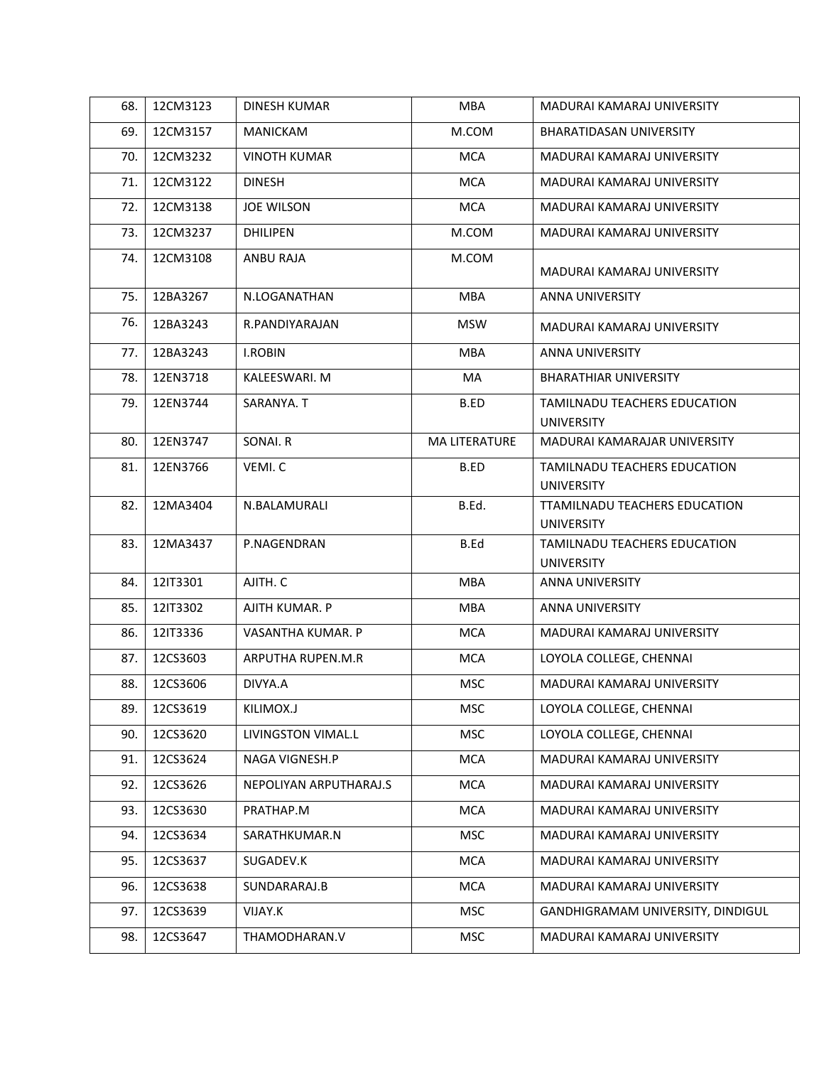| | | | | |
|---|---|---|---|---|
| 68. | 12CM3123 | DINESH KUMAR | MBA | MADURAI KAMARAJ UNIVERSITY |
| 69. | 12CM3157 | MANICKAM | M.COM | BHARATIDASAN UNIVERSITY |
| 70. | 12CM3232 | VINOTH KUMAR | MCA | MADURAI KAMARAJ UNIVERSITY |
| 71. | 12CM3122 | DINESH | MCA | MADURAI KAMARAJ UNIVERSITY |
| 72. | 12CM3138 | JOE WILSON | MCA | MADURAI KAMARAJ UNIVERSITY |
| 73. | 12CM3237 | DHILIPEN | M.COM | MADURAI KAMARAJ UNIVERSITY |
| 74. | 12CM3108 | ANBU RAJA | M.COM | MADURAI KAMARAJ UNIVERSITY |
| 75. | 12BA3267 | N.LOGANATHAN | MBA | ANNA UNIVERSITY |
| 76. | 12BA3243 | R.PANDIYARAJAN | MSW | MADURAI KAMARAJ UNIVERSITY |
| 77. | 12BA3243 | I.ROBIN | MBA | ANNA UNIVERSITY |
| 78. | 12EN3718 | KALEESWARI. M | MA | BHARATHIAR UNIVERSITY |
| 79. | 12EN3744 | SARANYA. T | B.ED | TAMILNADU TEACHERS EDUCATION UNIVERSITY |
| 80. | 12EN3747 | SONAI. R | MA LITERATURE | MADURAI KAMARAJAR UNIVERSITY |
| 81. | 12EN3766 | VEMI. C | B.ED | TAMILNADU TEACHERS EDUCATION UNIVERSITY |
| 82. | 12MA3404 | N.BALAMURALI | B.Ed. | TTAMILNADU TEACHERS EDUCATION UNIVERSITY |
| 83. | 12MA3437 | P.NAGENDRAN | B.Ed | TAMILNADU TEACHERS EDUCATION UNIVERSITY |
| 84. | 12IT3301 | AJITH. C | MBA | ANNA UNIVERSITY |
| 85. | 12IT3302 | AJITH KUMAR. P | MBA | ANNA UNIVERSITY |
| 86. | 12IT3336 | VASANTHA KUMAR. P | MCA | MADURAI KAMARAJ UNIVERSITY |
| 87. | 12CS3603 | ARPUTHA RUPEN.M.R | MCA | LOYOLA COLLEGE, CHENNAI |
| 88. | 12CS3606 | DIVYA.A | MSC | MADURAI KAMARAJ UNIVERSITY |
| 89. | 12CS3619 | KILIMOX.J | MSC | LOYOLA COLLEGE, CHENNAI |
| 90. | 12CS3620 | LIVINGSTON VIMAL.L | MSC | LOYOLA COLLEGE, CHENNAI |
| 91. | 12CS3624 | NAGA VIGNESH.P | MCA | MADURAI KAMARAJ UNIVERSITY |
| 92. | 12CS3626 | NEPOLIYAN ARPUTHARAJ.S | MCA | MADURAI KAMARAJ UNIVERSITY |
| 93. | 12CS3630 | PRATHAP.M | MCA | MADURAI KAMARAJ UNIVERSITY |
| 94. | 12CS3634 | SARATHKUMAR.N | MSC | MADURAI KAMARAJ UNIVERSITY |
| 95. | 12CS3637 | SUGADEV.K | MCA | MADURAI KAMARAJ UNIVERSITY |
| 96. | 12CS3638 | SUNDARARAJ.B | MCA | MADURAI KAMARAJ UNIVERSITY |
| 97. | 12CS3639 | VIJAY.K | MSC | GANDHIGRAMAM UNIVERSITY, DINDIGUL |
| 98. | 12CS3647 | THAMODHARAN.V | MSC | MADURAI KAMARAJ UNIVERSITY |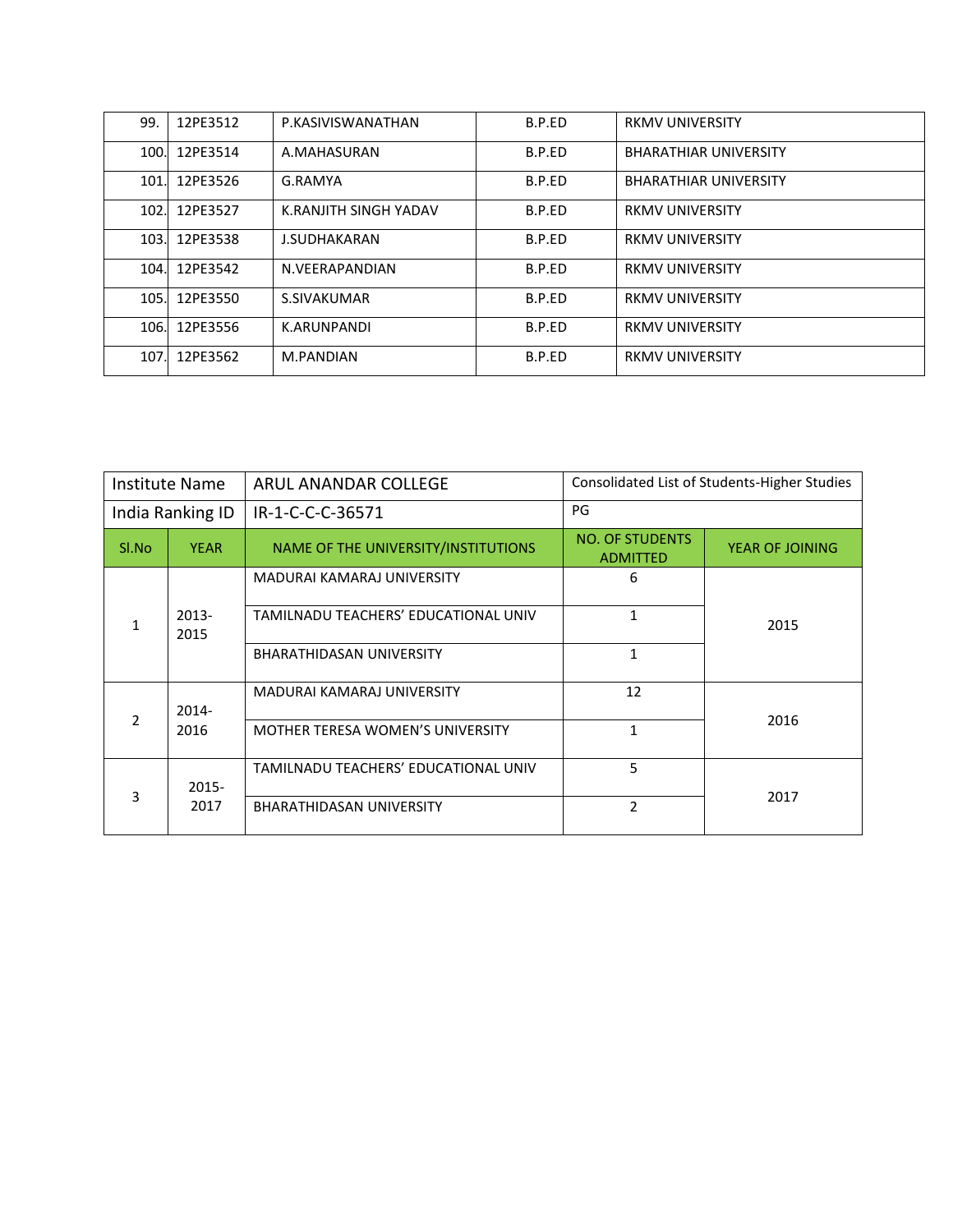| 99. | 12PE3512 | P.KASIVISWANATHAN | B.P.ED | RKMV UNIVERSITY |
|---|---|---|---|---|
| 100. | 12PE3514 | A.MAHASURAN | B.P.ED | BHARATHIAR UNIVERSITY |
| 101. | 12PE3526 | G.RAMYA | B.P.ED | BHARATHIAR UNIVERSITY |
| 102. | 12PE3527 | K.RANJITH SINGH YADAV | B.P.ED | RKMV UNIVERSITY |
| 103. | 12PE3538 | J.SUDHAKARAN | B.P.ED | RKMV UNIVERSITY |
| 104. | 12PE3542 | N.VEERAPANDIAN | B.P.ED | RKMV UNIVERSITY |
| 105. | 12PE3550 | S.SIVAKUMAR | B.P.ED | RKMV UNIVERSITY |
| 106. | 12PE3556 | K.ARUNPANDI | B.P.ED | RKMV UNIVERSITY |
| 107. | 12PE3562 | M.PANDIAN | B.P.ED | RKMV UNIVERSITY |

| Institute Name | | ARUL ANANDAR COLLEGE | Consolidated List of Students-Higher Studies | |
|---|---|---|---|---|
| India Ranking ID | | IR-1-C-C-C-36571 | PG | |
| Sl.No | YEAR | NAME OF THE UNIVERSITY/INSTITUTIONS | NO. OF STUDENTS ADMITTED | YEAR OF JOINING |
| 1 | 2013-2015 | MADURAI KAMARAJ UNIVERSITY | 6 | 2015 |
| | | TAMILNADU TEACHERS' EDUCATIONAL UNIV | 1 | |
| | | BHARATHIDASAN UNIVERSITY | 1 | |
| 2 | 2014-2016 | MADURAI KAMARAJ UNIVERSITY | 12 | 2016 |
| | | MOTHER TERESA WOMEN'S UNIVERSITY | 1 | |
| 3 | 2015-2017 | TAMILNADU TEACHERS' EDUCATIONAL UNIV | 5 | 2017 |
| | | BHARATHIDASAN UNIVERSITY | 2 | |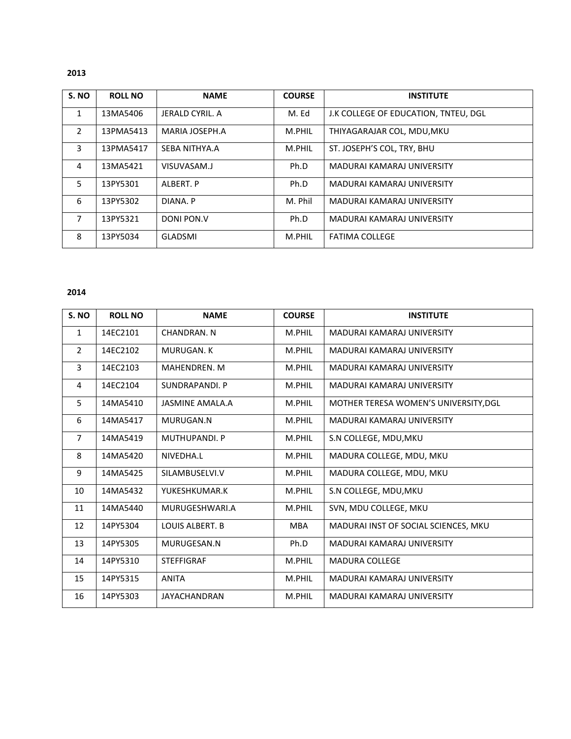**2013**

| S. NO | ROLL NO | NAME | COURSE | INSTITUTE |
|---|---|---|---|---|
| 1 | 13MA5406 | JERALD CYRIL. A | M. Ed | J.K COLLEGE OF EDUCATION, TNTEU, DGL |
| 2 | 13PMA5413 | MARIA JOSEPH.A | M.PHIL | THIYAGARAJAR COL, MDU,MKU |
| 3 | 13PMA5417 | SEBA NITHYA.A | M.PHIL | ST. JOSEPH'S COL, TRY, BHU |
| 4 | 13MA5421 | VISUVASAM.J | Ph.D | MADURAI KAMARAJ UNIVERSITY |
| 5 | 13PY5301 | ALBERT. P | Ph.D | MADURAI KAMARAJ UNIVERSITY |
| 6 | 13PY5302 | DIANA. P | M. Phil | MADURAI KAMARAJ UNIVERSITY |
| 7 | 13PY5321 | DONI PON.V | Ph.D | MADURAI KAMARAJ UNIVERSITY |
| 8 | 13PY5034 | GLADSMI | M.PHIL | FATIMA COLLEGE |

**2014**

| S. NO | ROLL NO | NAME | COURSE | INSTITUTE |
|---|---|---|---|---|
| 1 | 14EC2101 | CHANDRAN. N | M.PHIL | MADURAI KAMARAJ UNIVERSITY |
| 2 | 14EC2102 | MURUGAN. K | M.PHIL | MADURAI KAMARAJ UNIVERSITY |
| 3 | 14EC2103 | MAHENDREN. M | M.PHIL | MADURAI KAMARAJ UNIVERSITY |
| 4 | 14EC2104 | SUNDRAPANDI. P | M.PHIL | MADURAI KAMARAJ UNIVERSITY |
| 5 | 14MA5410 | JASMINE AMALA.A | M.PHIL | MOTHER TERESA WOMEN'S UNIVERSITY,DGL |
| 6 | 14MA5417 | MURUGAN.N | M.PHIL | MADURAI KAMARAJ UNIVERSITY |
| 7 | 14MA5419 | MUTHUPANDI. P | M.PHIL | S.N COLLEGE, MDU,MKU |
| 8 | 14MA5420 | NIVEDHA.L | M.PHIL | MADURA COLLEGE, MDU, MKU |
| 9 | 14MA5425 | SILAMBUSELVI.V | M.PHIL | MADURA COLLEGE, MDU, MKU |
| 10 | 14MA5432 | YUKESHKUMAR.K | M.PHIL | S.N COLLEGE, MDU,MKU |
| 11 | 14MA5440 | MURUGESHWARI.A | M.PHIL | SVN, MDU COLLEGE, MKU |
| 12 | 14PY5304 | LOUIS ALBERT. B | MBA | MADURAI INST OF SOCIAL SCIENCES, MKU |
| 13 | 14PY5305 | MURUGESAN.N | Ph.D | MADURAI KAMARAJ UNIVERSITY |
| 14 | 14PY5310 | STEFFIGRAF | M.PHIL | MADURA COLLEGE |
| 15 | 14PY5315 | ANITA | M.PHIL | MADURAI KAMARAJ UNIVERSITY |
| 16 | 14PY5303 | JAYACHANDRAN | M.PHIL | MADURAI KAMARAJ UNIVERSITY |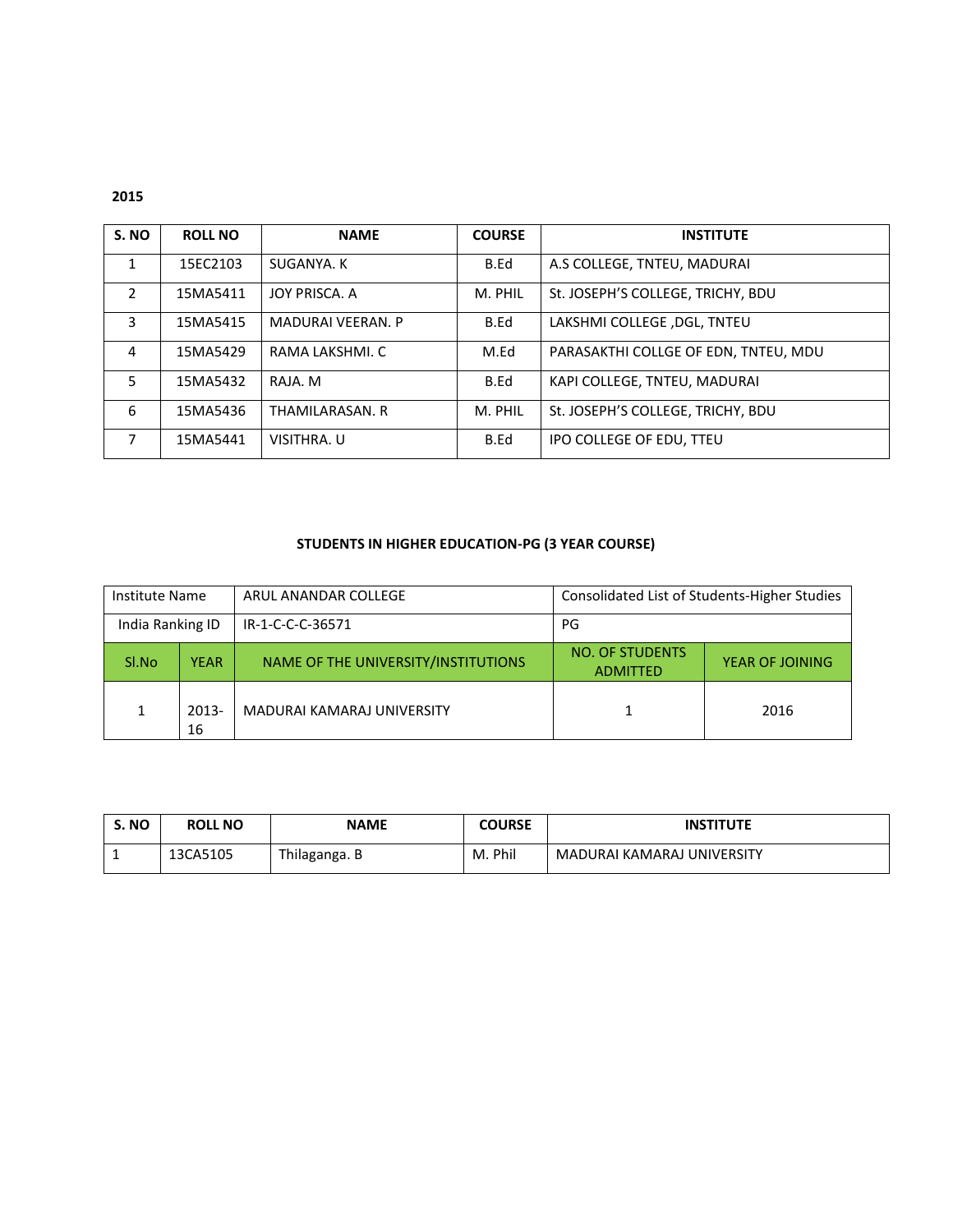**2015**

| S. NO | ROLL NO | NAME | COURSE | INSTITUTE |
|---|---|---|---|---|
| 1 | 15EC2103 | SUGANYA. K | B.Ed | A.S COLLEGE, TNTEU, MADURAI |
| 2 | 15MA5411 | JOY PRISCA. A | M. PHIL | St. JOSEPH'S COLLEGE, TRICHY, BDU |
| 3 | 15MA5415 | MADURAI VEERAN. P | B.Ed | LAKSHMI COLLEGE ,DGL, TNTEU |
| 4 | 15MA5429 | RAMA LAKSHMI. C | M.Ed | PARASAKTHI COLLGE OF EDN, TNTEU, MDU |
| 5 | 15MA5432 | RAJA. M | B.Ed | KAPI COLLEGE, TNTEU, MADURAI |
| 6 | 15MA5436 | THAMILARASAN. R | M. PHIL | St. JOSEPH'S COLLEGE, TRICHY, BDU |
| 7 | 15MA5441 | VISITHRA. U | B.Ed | IPO COLLEGE OF EDU, TTEU |

**STUDENTS IN HIGHER EDUCATION-PG (3 YEAR COURSE)**

| Institute Name | | ARUL ANANDAR COLLEGE | Consolidated List of Students-Higher Studies | |
|---|---|---|---|---|
| India Ranking ID | | IR-1-C-C-C-36571 | PG | |
| Sl.No | YEAR | NAME OF THE UNIVERSITY/INSTITUTIONS | NO. OF STUDENTS ADMITTED | YEAR OF JOINING |
| 1 | 2013-16 | MADURAI KAMARAJ UNIVERSITY | 1 | 2016 |

| S. NO | ROLL NO | NAME | COURSE | INSTITUTE |
|---|---|---|---|---|
| 1 | 13CA5105 | Thilaganga. B | M. Phil | MADURAI KAMARAJ UNIVERSITY |